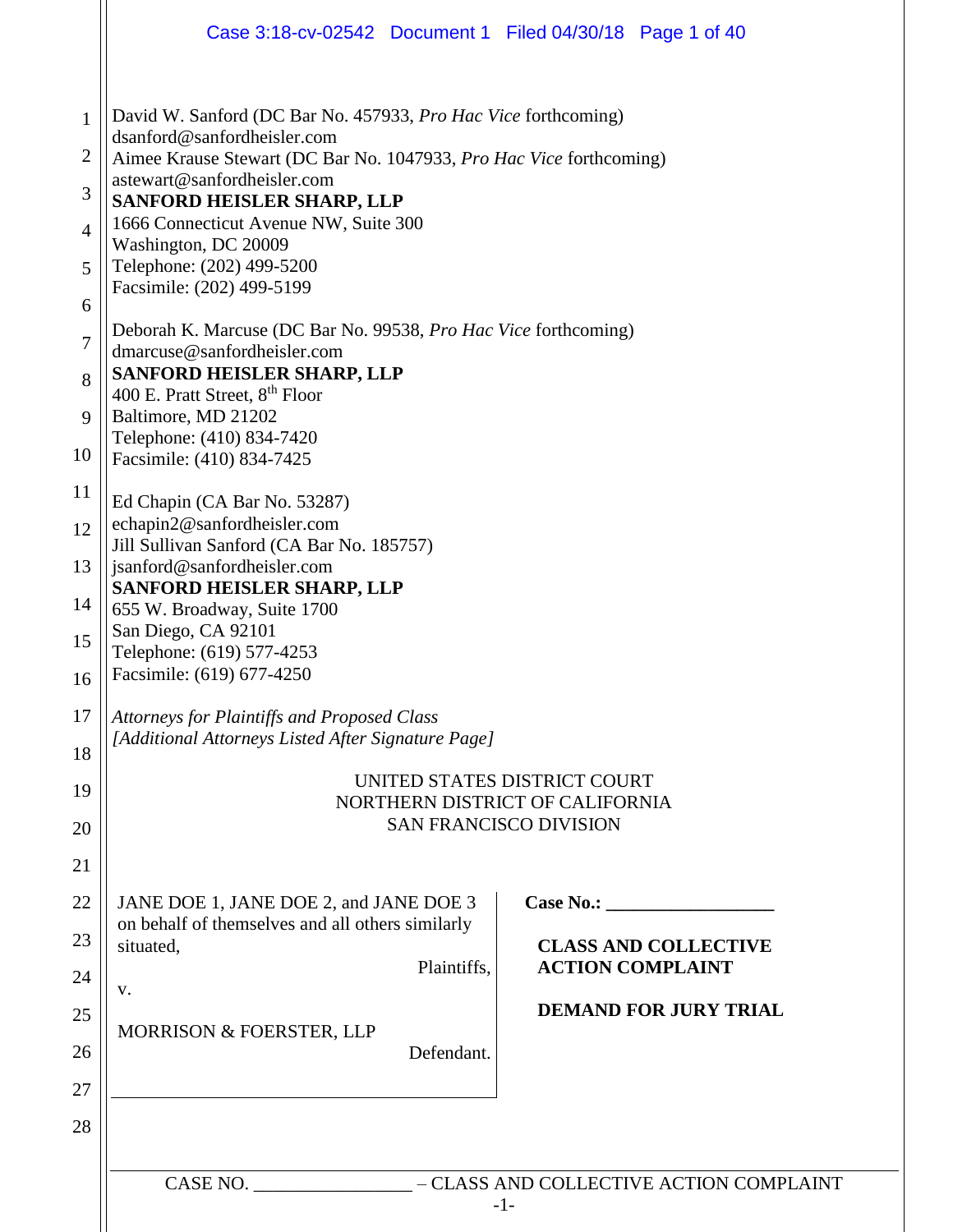David W. Sanford (DC Bar No. 457933, *Pro Hac Vice* forthcoming)
dsanford@sanfordheisler.com
Aimee Krause Stewart (DC Bar No. 1047933, *Pro Hac Vice* forthcoming)
astewart@sanfordheisler.com
**SANFORD HEISLER SHARP, LLP**
1666 Connecticut Avenue NW, Suite 300
Washington, DC 20009
Telephone: (202) 499-5200
Facsimile: (202) 499-5199

Deborah K. Marcuse (DC Bar No. 99538, *Pro Hac Vice* forthcoming)
dmarcuse@sanfordheisler.com
**SANFORD HEISLER SHARP, LLP**
400 E. Pratt Street, 8th Floor
Baltimore, MD 21202
Telephone: (410) 834-7420
Facsimile: (410) 834-7425

Ed Chapin (CA Bar No. 53287)
echapin2@sanfordheisler.com
Jill Sullivan Sanford (CA Bar No. 185757)
jsanford@sanfordheisler.com
**SANFORD HEISLER SHARP, LLP**
655 W. Broadway, Suite 1700
San Diego, CA 92101
Telephone: (619) 577-4253
Facsimile: (619) 677-4250

*Attorneys for Plaintiffs and Proposed Class*
*[Additional Attorneys Listed After Signature Page]*

UNITED STATES DISTRICT COURT
NORTHERN DISTRICT OF CALIFORNIA
SAN FRANCISCO DIVISION

JANE DOE 1, JANE DOE 2, and JANE DOE 3 on behalf of themselves and all others similarly situated,

Plaintiffs,

v.

MORRISON & FOERSTER, LLP

Defendant.

**Case No.: ________________**

**CLASS AND COLLECTIVE ACTION COMPLAINT**

**DEMAND FOR JURY TRIAL**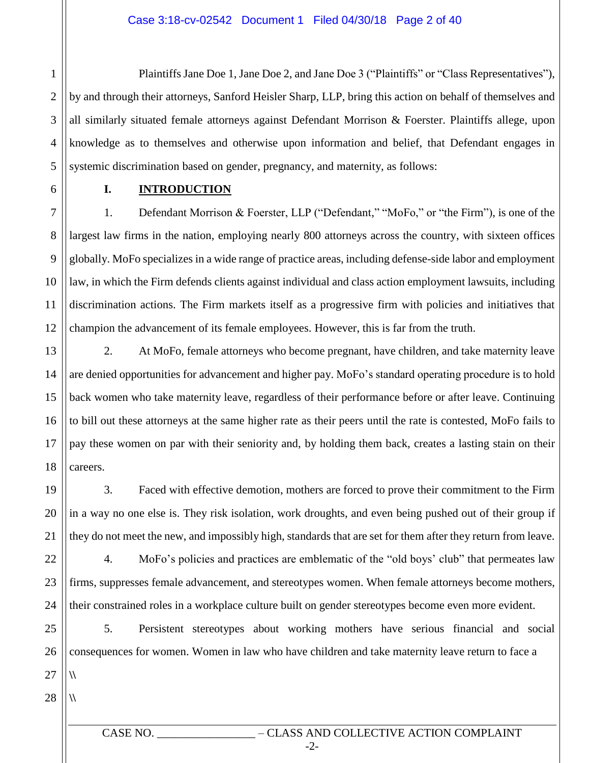Plaintiffs Jane Doe 1, Jane Doe 2, and Jane Doe 3 ("Plaintiffs" or "Class Representatives"), by and through their attorneys, Sanford Heisler Sharp, LLP, bring this action on behalf of themselves and all similarly situated female attorneys against Defendant Morrison & Foerster. Plaintiffs allege, upon knowledge as to themselves and otherwise upon information and belief, that Defendant engages in systemic discrimination based on gender, pregnancy, and maternity, as follows:

## I. INTRODUCTION

1. Defendant Morrison & Foerster, LLP ("Defendant," "MoFo," or "the Firm"), is one of the largest law firms in the nation, employing nearly 800 attorneys across the country, with sixteen offices globally. MoFo specializes in a wide range of practice areas, including defense-side labor and employment law, in which the Firm defends clients against individual and class action employment lawsuits, including discrimination actions. The Firm markets itself as a progressive firm with policies and initiatives that champion the advancement of its female employees. However, this is far from the truth.

2. At MoFo, female attorneys who become pregnant, have children, and take maternity leave are denied opportunities for advancement and higher pay. MoFo's standard operating procedure is to hold back women who take maternity leave, regardless of their performance before or after leave. Continuing to bill out these attorneys at the same higher rate as their peers until the rate is contested, MoFo fails to pay these women on par with their seniority and, by holding them back, creates a lasting stain on their careers.

3. Faced with effective demotion, mothers are forced to prove their commitment to the Firm in a way no one else is. They risk isolation, work droughts, and even being pushed out of their group if they do not meet the new, and impossibly high, standards that are set for them after they return from leave.

4. MoFo's policies and practices are emblematic of the "old boys' club" that permeates law firms, suppresses female advancement, and stereotypes women. When female attorneys become mothers, their constrained roles in a workplace culture built on gender stereotypes become even more evident.

5. Persistent stereotypes about working mothers have serious financial and social consequences for women. Women in law who have children and take maternity leave return to face a

\\

\\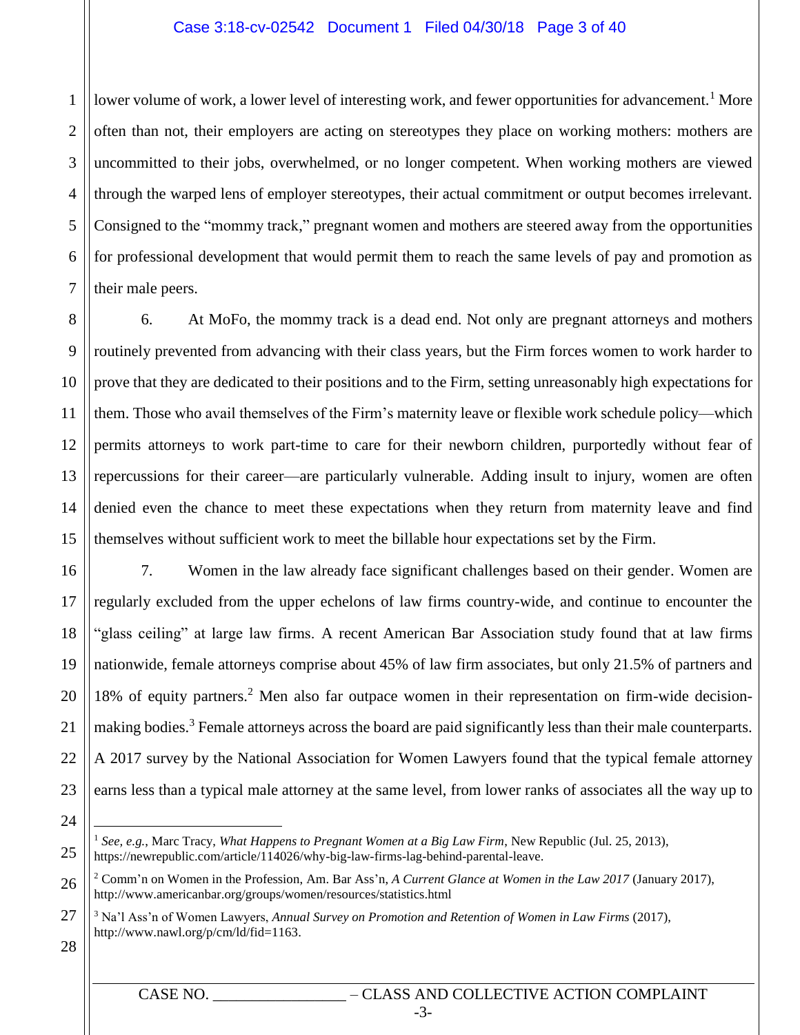lower volume of work, a lower level of interesting work, and fewer opportunities for advancement.[1] More often than not, their employers are acting on stereotypes they place on working mothers: mothers are uncommitted to their jobs, overwhelmed, or no longer competent. When working mothers are viewed through the warped lens of employer stereotypes, their actual commitment or output becomes irrelevant. Consigned to the "mommy track," pregnant women and mothers are steered away from the opportunities for professional development that would permit them to reach the same levels of pay and promotion as their male peers.

6. At MoFo, the mommy track is a dead end. Not only are pregnant attorneys and mothers routinely prevented from advancing with their class years, but the Firm forces women to work harder to prove that they are dedicated to their positions and to the Firm, setting unreasonably high expectations for them. Those who avail themselves of the Firm's maternity leave or flexible work schedule policy—which permits attorneys to work part-time to care for their newborn children, purportedly without fear of repercussions for their career—are particularly vulnerable. Adding insult to injury, women are often denied even the chance to meet these expectations when they return from maternity leave and find themselves without sufficient work to meet the billable hour expectations set by the Firm.

7. Women in the law already face significant challenges based on their gender. Women are regularly excluded from the upper echelons of law firms country-wide, and continue to encounter the "glass ceiling" at large law firms. A recent American Bar Association study found that at law firms nationwide, female attorneys comprise about 45% of law firm associates, but only 21.5% of partners and 18% of equity partners.[2] Men also far outpace women in their representation on firm-wide decision-making bodies.[3] Female attorneys across the board are paid significantly less than their male counterparts. A 2017 survey by the National Association for Women Lawyers found that the typical female attorney earns less than a typical male attorney at the same level, from lower ranks of associates all the way up to

---

[1] *See, e.g.*, Marc Tracy, *What Happens to Pregnant Women at a Big Law Firm*, New Republic (Jul. 25, 2013), https://newrepublic.com/article/114026/why-big-law-firms-lag-behind-parental-leave.

[2] Comm'n on Women in the Profession, Am. Bar Ass'n, *A Current Glance at Women in the Law 2017* (January 2017), http://www.americanbar.org/groups/women/resources/statistics.html

[3] Na'l Ass'n of Women Lawyers, *Annual Survey on Promotion and Retention of Women in Law Firms* (2017), http://www.nawl.org/p/cm/ld/fid=1163.

CASE NO. _________________ – CLASS AND COLLECTIVE ACTION COMPLAINT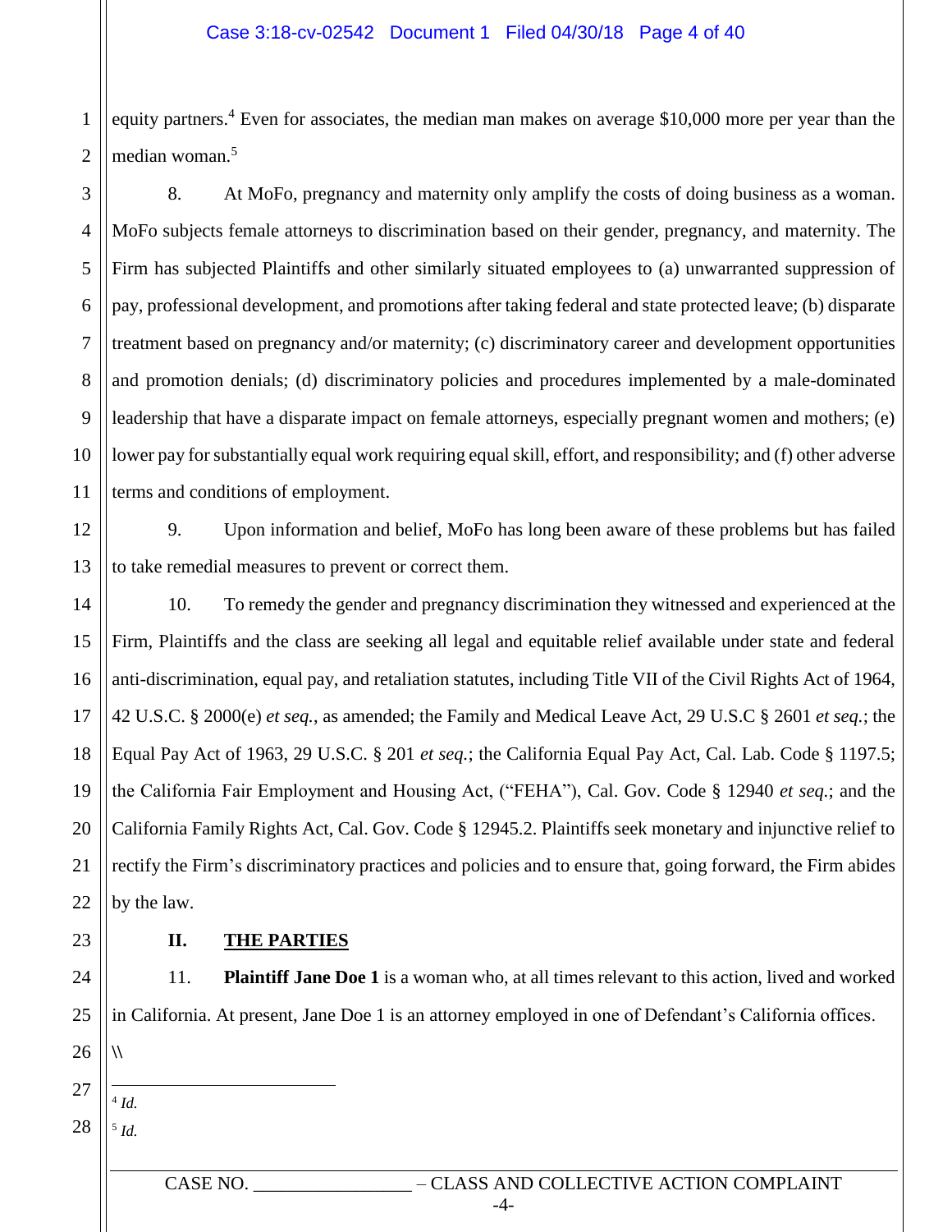equity partners.[4] Even for associates, the median man makes on average $10,000 more per year than the median woman.[5]

8. At MoFo, pregnancy and maternity only amplify the costs of doing business as a woman. MoFo subjects female attorneys to discrimination based on their gender, pregnancy, and maternity. The Firm has subjected Plaintiffs and other similarly situated employees to (a) unwarranted suppression of pay, professional development, and promotions after taking federal and state protected leave; (b) disparate treatment based on pregnancy and/or maternity; (c) discriminatory career and development opportunities and promotion denials; (d) discriminatory policies and procedures implemented by a male-dominated leadership that have a disparate impact on female attorneys, especially pregnant women and mothers; (e) lower pay for substantially equal work requiring equal skill, effort, and responsibility; and (f) other adverse terms and conditions of employment.

9. Upon information and belief, MoFo has long been aware of these problems but has failed to take remedial measures to prevent or correct them.

10. To remedy the gender and pregnancy discrimination they witnessed and experienced at the Firm, Plaintiffs and the class are seeking all legal and equitable relief available under state and federal anti-discrimination, equal pay, and retaliation statutes, including Title VII of the Civil Rights Act of 1964, 42 U.S.C. § 2000(e) *et seq.*, as amended; the Family and Medical Leave Act, 29 U.S.C § 2601 *et seq.*; the Equal Pay Act of 1963, 29 U.S.C. § 201 *et seq.*; the California Equal Pay Act, Cal. Lab. Code § 1197.5; the California Fair Employment and Housing Act, ("FEHA"), Cal. Gov. Code § 12940 *et seq.*; and the California Family Rights Act, Cal. Gov. Code § 12945.2. Plaintiffs seek monetary and injunctive relief to rectify the Firm's discriminatory practices and policies and to ensure that, going forward, the Firm abides by the law.

## II. THE PARTIES

11. **Plaintiff Jane Doe 1** is a woman who, at all times relevant to this action, lived and worked in California. At present, Jane Doe 1 is an attorney employed in one of Defendant's California offices.

\\

---

[4] *Id.*

[5] *Id.*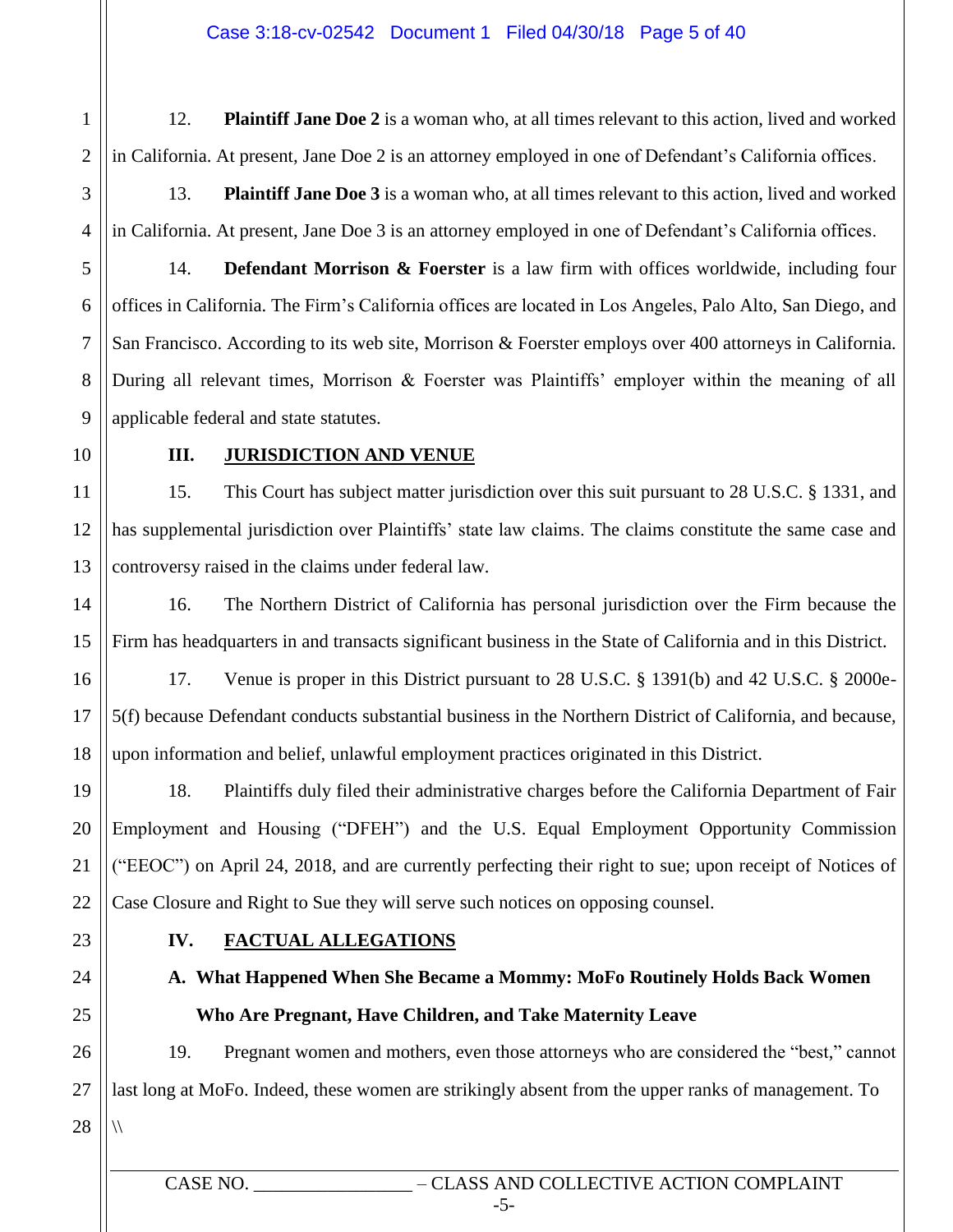12. **Plaintiff Jane Doe 2** is a woman who, at all times relevant to this action, lived and worked in California. At present, Jane Doe 2 is an attorney employed in one of Defendant's California offices.

13. **Plaintiff Jane Doe 3** is a woman who, at all times relevant to this action, lived and worked in California. At present, Jane Doe 3 is an attorney employed in one of Defendant's California offices.

14. **Defendant Morrison & Foerster** is a law firm with offices worldwide, including four offices in California. The Firm's California offices are located in Los Angeles, Palo Alto, San Diego, and San Francisco. According to its web site, Morrison & Foerster employs over 400 attorneys in California. During all relevant times, Morrison & Foerster was Plaintiffs' employer within the meaning of all applicable federal and state statutes.

## III. JURISDICTION AND VENUE

15. This Court has subject matter jurisdiction over this suit pursuant to 28 U.S.C. § 1331, and has supplemental jurisdiction over Plaintiffs' state law claims. The claims constitute the same case and controversy raised in the claims under federal law.

16. The Northern District of California has personal jurisdiction over the Firm because the Firm has headquarters in and transacts significant business in the State of California and in this District.

17. Venue is proper in this District pursuant to 28 U.S.C. § 1391(b) and 42 U.S.C. § 2000e-5(f) because Defendant conducts substantial business in the Northern District of California, and because, upon information and belief, unlawful employment practices originated in this District.

18. Plaintiffs duly filed their administrative charges before the California Department of Fair Employment and Housing ("DFEH") and the U.S. Equal Employment Opportunity Commission ("EEOC") on April 24, 2018, and are currently perfecting their right to sue; upon receipt of Notices of Case Closure and Right to Sue they will serve such notices on opposing counsel.

## IV. FACTUAL ALLEGATIONS

### A. What Happened When She Became a Mommy: MoFo Routinely Holds Back Women Who Are Pregnant, Have Children, and Take Maternity Leave

19. Pregnant women and mothers, even those attorneys who are considered the "best," cannot last long at MoFo. Indeed, these women are strikingly absent from the upper ranks of management. To

\\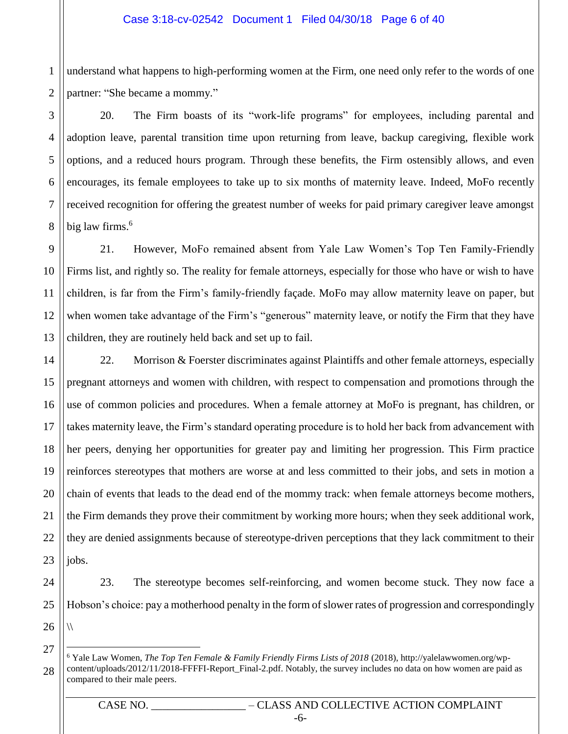understand what happens to high-performing women at the Firm, one need only refer to the words of one partner: "She became a mommy."

20. The Firm boasts of its "work-life programs" for employees, including parental and adoption leave, parental transition time upon returning from leave, backup caregiving, flexible work options, and a reduced hours program. Through these benefits, the Firm ostensibly allows, and even encourages, its female employees to take up to six months of maternity leave. Indeed, MoFo recently received recognition for offering the greatest number of weeks for paid primary caregiver leave amongst big law firms.[6]

21. However, MoFo remained absent from Yale Law Women's Top Ten Family-Friendly Firms list, and rightly so. The reality for female attorneys, especially for those who have or wish to have children, is far from the Firm's family-friendly façade. MoFo may allow maternity leave on paper, but when women take advantage of the Firm's "generous" maternity leave, or notify the Firm that they have children, they are routinely held back and set up to fail.

22. Morrison & Foerster discriminates against Plaintiffs and other female attorneys, especially pregnant attorneys and women with children, with respect to compensation and promotions through the use of common policies and procedures. When a female attorney at MoFo is pregnant, has children, or takes maternity leave, the Firm's standard operating procedure is to hold her back from advancement with her peers, denying her opportunities for greater pay and limiting her progression. This Firm practice reinforces stereotypes that mothers are worse at and less committed to their jobs, and sets in motion a chain of events that leads to the dead end of the mommy track: when female attorneys become mothers, the Firm demands they prove their commitment by working more hours; when they seek additional work, they are denied assignments because of stereotype-driven perceptions that they lack commitment to their jobs.

23. The stereotype becomes self-reinforcing, and women become stuck. They now face a Hobson's choice: pay a motherhood penalty in the form of slower rates of progression and correspondingly

\\

---

[6] Yale Law Women, *The Top Ten Female & Family Friendly Firms Lists of 2018* (2018), http://yalelawwomen.org/wp-content/uploads/2012/11/2018-FFFFI-Report_Final-2.pdf. Notably, the survey includes no data on how women are paid as compared to their male peers.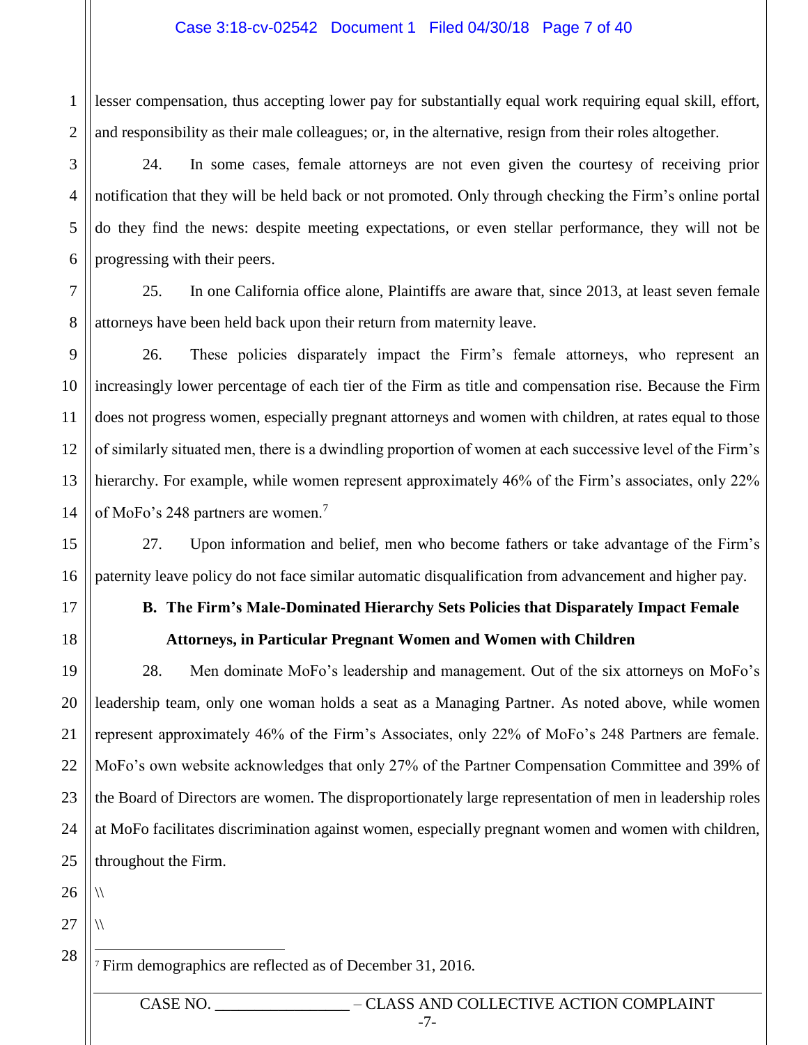lesser compensation, thus accepting lower pay for substantially equal work requiring equal skill, effort, and responsibility as their male colleagues; or, in the alternative, resign from their roles altogether.

24. In some cases, female attorneys are not even given the courtesy of receiving prior notification that they will be held back or not promoted. Only through checking the Firm's online portal do they find the news: despite meeting expectations, or even stellar performance, they will not be progressing with their peers.

25. In one California office alone, Plaintiffs are aware that, since 2013, at least seven female attorneys have been held back upon their return from maternity leave.

26. These policies disparately impact the Firm's female attorneys, who represent an increasingly lower percentage of each tier of the Firm as title and compensation rise. Because the Firm does not progress women, especially pregnant attorneys and women with children, at rates equal to those of similarly situated men, there is a dwindling proportion of women at each successive level of the Firm's hierarchy. For example, while women represent approximately 46% of the Firm's associates, only 22% of MoFo's 248 partners are women.[7]

27. Upon information and belief, men who become fathers or take advantage of the Firm's paternity leave policy do not face similar automatic disqualification from advancement and higher pay.

### B. The Firm's Male-Dominated Hierarchy Sets Policies that Disparately Impact Female Attorneys, in Particular Pregnant Women and Women with Children

28. Men dominate MoFo's leadership and management. Out of the six attorneys on MoFo's leadership team, only one woman holds a seat as a Managing Partner. As noted above, while women represent approximately 46% of the Firm's Associates, only 22% of MoFo's 248 Partners are female. MoFo's own website acknowledges that only 27% of the Partner Compensation Committee and 39% of the Board of Directors are women. The disproportionately large representation of men in leadership roles at MoFo facilitates discrimination against women, especially pregnant women and women with children, throughout the Firm.

\\

\\

[7] Firm demographics are reflected as of December 31, 2016.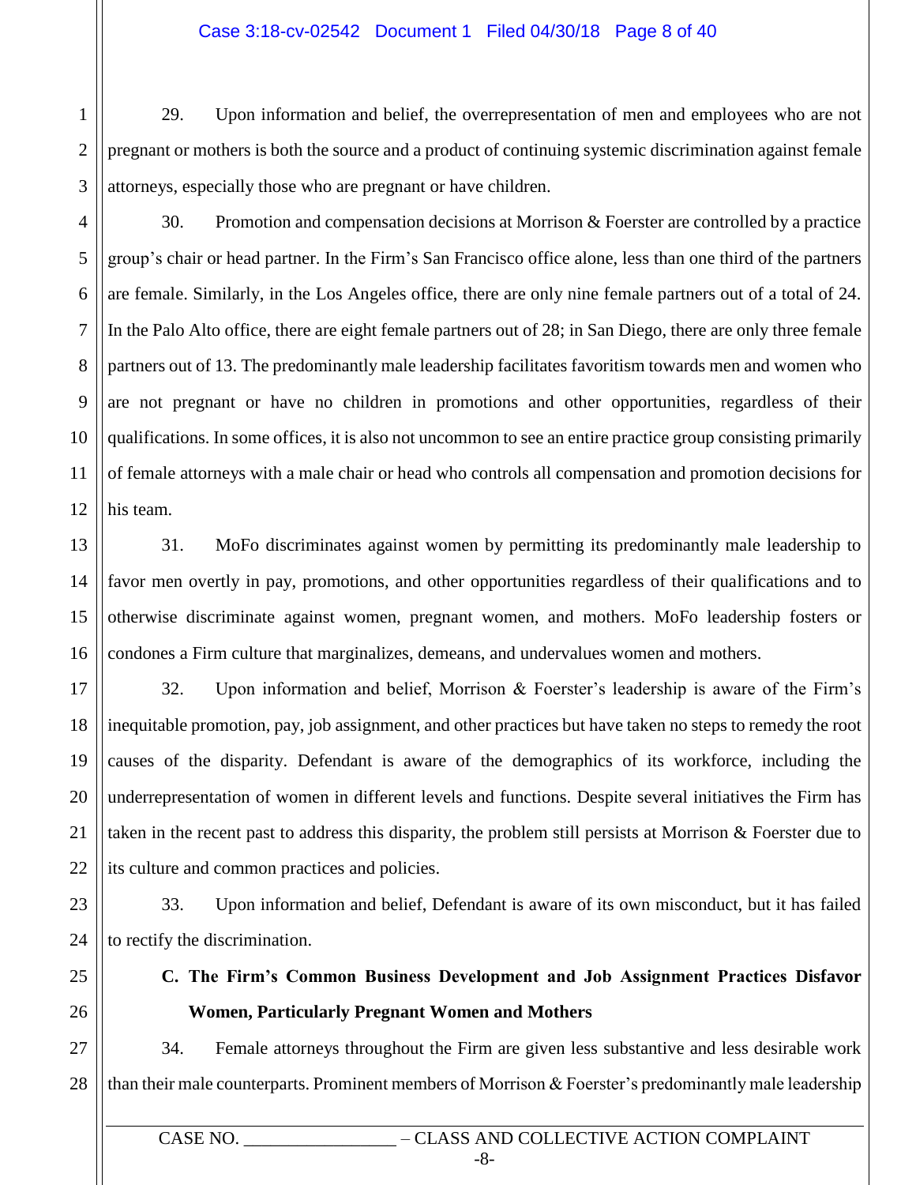29. Upon information and belief, the overrepresentation of men and employees who are not pregnant or mothers is both the source and a product of continuing systemic discrimination against female attorneys, especially those who are pregnant or have children.

30. Promotion and compensation decisions at Morrison & Foerster are controlled by a practice group's chair or head partner. In the Firm's San Francisco office alone, less than one third of the partners are female. Similarly, in the Los Angeles office, there are only nine female partners out of a total of 24. In the Palo Alto office, there are eight female partners out of 28; in San Diego, there are only three female partners out of 13. The predominantly male leadership facilitates favoritism towards men and women who are not pregnant or have no children in promotions and other opportunities, regardless of their qualifications. In some offices, it is also not uncommon to see an entire practice group consisting primarily of female attorneys with a male chair or head who controls all compensation and promotion decisions for his team.

31. MoFo discriminates against women by permitting its predominantly male leadership to favor men overtly in pay, promotions, and other opportunities regardless of their qualifications and to otherwise discriminate against women, pregnant women, and mothers. MoFo leadership fosters or condones a Firm culture that marginalizes, demeans, and undervalues women and mothers.

32. Upon information and belief, Morrison & Foerster's leadership is aware of the Firm's inequitable promotion, pay, job assignment, and other practices but have taken no steps to remedy the root causes of the disparity. Defendant is aware of the demographics of its workforce, including the underrepresentation of women in different levels and functions. Despite several initiatives the Firm has taken in the recent past to address this disparity, the problem still persists at Morrison & Foerster due to its culture and common practices and policies.

33. Upon information and belief, Defendant is aware of its own misconduct, but it has failed to rectify the discrimination.

### C. The Firm's Common Business Development and Job Assignment Practices Disfavor Women, Particularly Pregnant Women and Mothers

34. Female attorneys throughout the Firm are given less substantive and less desirable work than their male counterparts. Prominent members of Morrison & Foerster's predominantly male leadership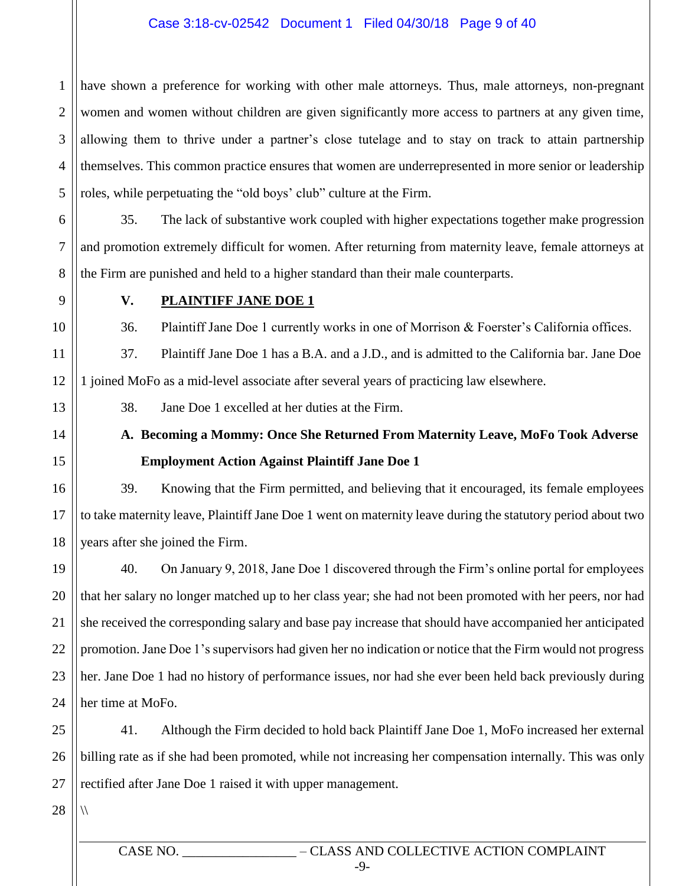have shown a preference for working with other male attorneys. Thus, male attorneys, non-pregnant women and women without children are given significantly more access to partners at any given time, allowing them to thrive under a partner's close tutelage and to stay on track to attain partnership themselves. This common practice ensures that women are underrepresented in more senior or leadership roles, while perpetuating the "old boys' club" culture at the Firm.

35. The lack of substantive work coupled with higher expectations together make progression and promotion extremely difficult for women. After returning from maternity leave, female attorneys at the Firm are punished and held to a higher standard than their male counterparts.

## V. PLAINTIFF JANE DOE 1

36. Plaintiff Jane Doe 1 currently works in one of Morrison & Foerster's California offices.

37. Plaintiff Jane Doe 1 has a B.A. and a J.D., and is admitted to the California bar. Jane Doe 1 joined MoFo as a mid-level associate after several years of practicing law elsewhere.

38. Jane Doe 1 excelled at her duties at the Firm.

### A. Becoming a Mommy: Once She Returned From Maternity Leave, MoFo Took Adverse Employment Action Against Plaintiff Jane Doe 1

39. Knowing that the Firm permitted, and believing that it encouraged, its female employees to take maternity leave, Plaintiff Jane Doe 1 went on maternity leave during the statutory period about two years after she joined the Firm.

40. On January 9, 2018, Jane Doe 1 discovered through the Firm's online portal for employees that her salary no longer matched up to her class year; she had not been promoted with her peers, nor had she received the corresponding salary and base pay increase that should have accompanied her anticipated promotion. Jane Doe 1's supervisors had given her no indication or notice that the Firm would not progress her. Jane Doe 1 had no history of performance issues, nor had she ever been held back previously during her time at MoFo.

41. Although the Firm decided to hold back Plaintiff Jane Doe 1, MoFo increased her external billing rate as if she had been promoted, while not increasing her compensation internally. This was only rectified after Jane Doe 1 raised it with upper management.

\\

CASE NO. _________________ – CLASS AND COLLECTIVE ACTION COMPLAINT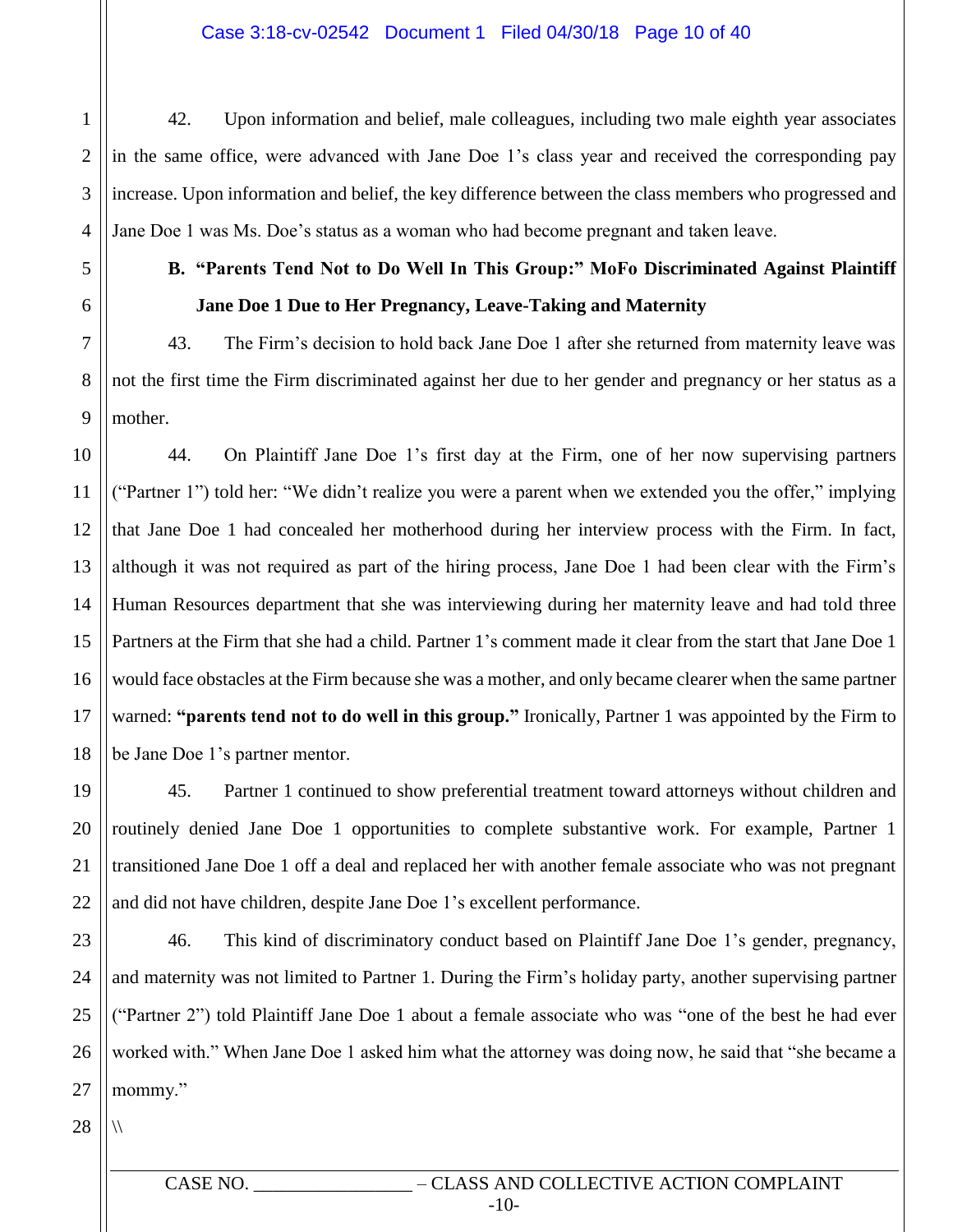42. Upon information and belief, male colleagues, including two male eighth year associates in the same office, were advanced with Jane Doe 1's class year and received the corresponding pay increase. Upon information and belief, the key difference between the class members who progressed and Jane Doe 1 was Ms. Doe's status as a woman who had become pregnant and taken leave.

### B. "Parents Tend Not to Do Well In This Group:" MoFo Discriminated Against Plaintiff Jane Doe 1 Due to Her Pregnancy, Leave-Taking and Maternity

43. The Firm's decision to hold back Jane Doe 1 after she returned from maternity leave was not the first time the Firm discriminated against her due to her gender and pregnancy or her status as a mother.

44. On Plaintiff Jane Doe 1's first day at the Firm, one of her now supervising partners ("Partner 1") told her: "We didn't realize you were a parent when we extended you the offer," implying that Jane Doe 1 had concealed her motherhood during her interview process with the Firm. In fact, although it was not required as part of the hiring process, Jane Doe 1 had been clear with the Firm's Human Resources department that she was interviewing during her maternity leave and had told three Partners at the Firm that she had a child. Partner 1's comment made it clear from the start that Jane Doe 1 would face obstacles at the Firm because she was a mother, and only became clearer when the same partner warned: **"parents tend not to do well in this group."** Ironically, Partner 1 was appointed by the Firm to be Jane Doe 1's partner mentor.

45. Partner 1 continued to show preferential treatment toward attorneys without children and routinely denied Jane Doe 1 opportunities to complete substantive work. For example, Partner 1 transitioned Jane Doe 1 off a deal and replaced her with another female associate who was not pregnant and did not have children, despite Jane Doe 1's excellent performance.

46. This kind of discriminatory conduct based on Plaintiff Jane Doe 1's gender, pregnancy, and maternity was not limited to Partner 1. During the Firm's holiday party, another supervising partner ("Partner 2") told Plaintiff Jane Doe 1 about a female associate who was "one of the best he had ever worked with." When Jane Doe 1 asked him what the attorney was doing now, he said that "she became a mommy."

\\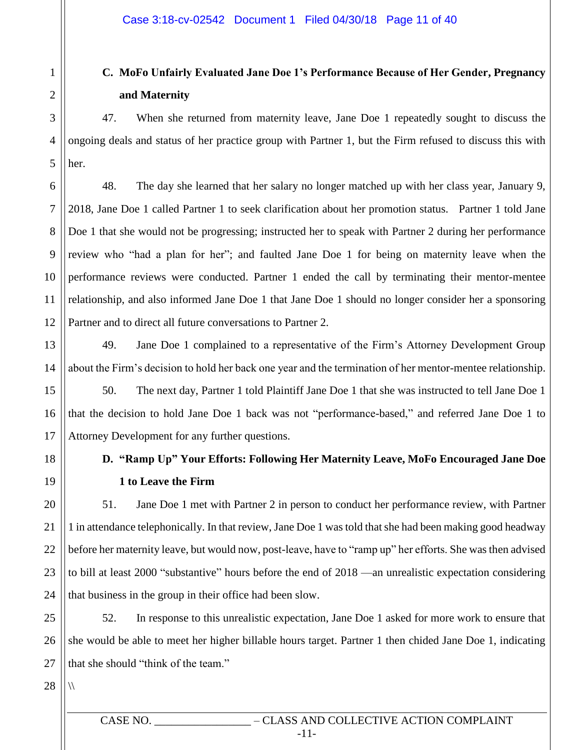### C. MoFo Unfairly Evaluated Jane Doe 1's Performance Because of Her Gender, Pregnancy and Maternity

47. When she returned from maternity leave, Jane Doe 1 repeatedly sought to discuss the ongoing deals and status of her practice group with Partner 1, but the Firm refused to discuss this with her.

48. The day she learned that her salary no longer matched up with her class year, January 9, 2018, Jane Doe 1 called Partner 1 to seek clarification about her promotion status. Partner 1 told Jane Doe 1 that she would not be progressing; instructed her to speak with Partner 2 during her performance review who "had a plan for her"; and faulted Jane Doe 1 for being on maternity leave when the performance reviews were conducted. Partner 1 ended the call by terminating their mentor-mentee relationship, and also informed Jane Doe 1 that Jane Doe 1 should no longer consider her a sponsoring Partner and to direct all future conversations to Partner 2.

49. Jane Doe 1 complained to a representative of the Firm's Attorney Development Group about the Firm's decision to hold her back one year and the termination of her mentor-mentee relationship.

50. The next day, Partner 1 told Plaintiff Jane Doe 1 that she was instructed to tell Jane Doe 1 that the decision to hold Jane Doe 1 back was not "performance-based," and referred Jane Doe 1 to Attorney Development for any further questions.

### D. "Ramp Up" Your Efforts: Following Her Maternity Leave, MoFo Encouraged Jane Doe 1 to Leave the Firm

51. Jane Doe 1 met with Partner 2 in person to conduct her performance review, with Partner 1 in attendance telephonically. In that review, Jane Doe 1 was told that she had been making good headway before her maternity leave, but would now, post-leave, have to "ramp up" her efforts. She was then advised to bill at least 2000 "substantive" hours before the end of 2018 —an unrealistic expectation considering that business in the group in their office had been slow.

52. In response to this unrealistic expectation, Jane Doe 1 asked for more work to ensure that she would be able to meet her higher billable hours target. Partner 1 then chided Jane Doe 1, indicating that she should "think of the team."

\\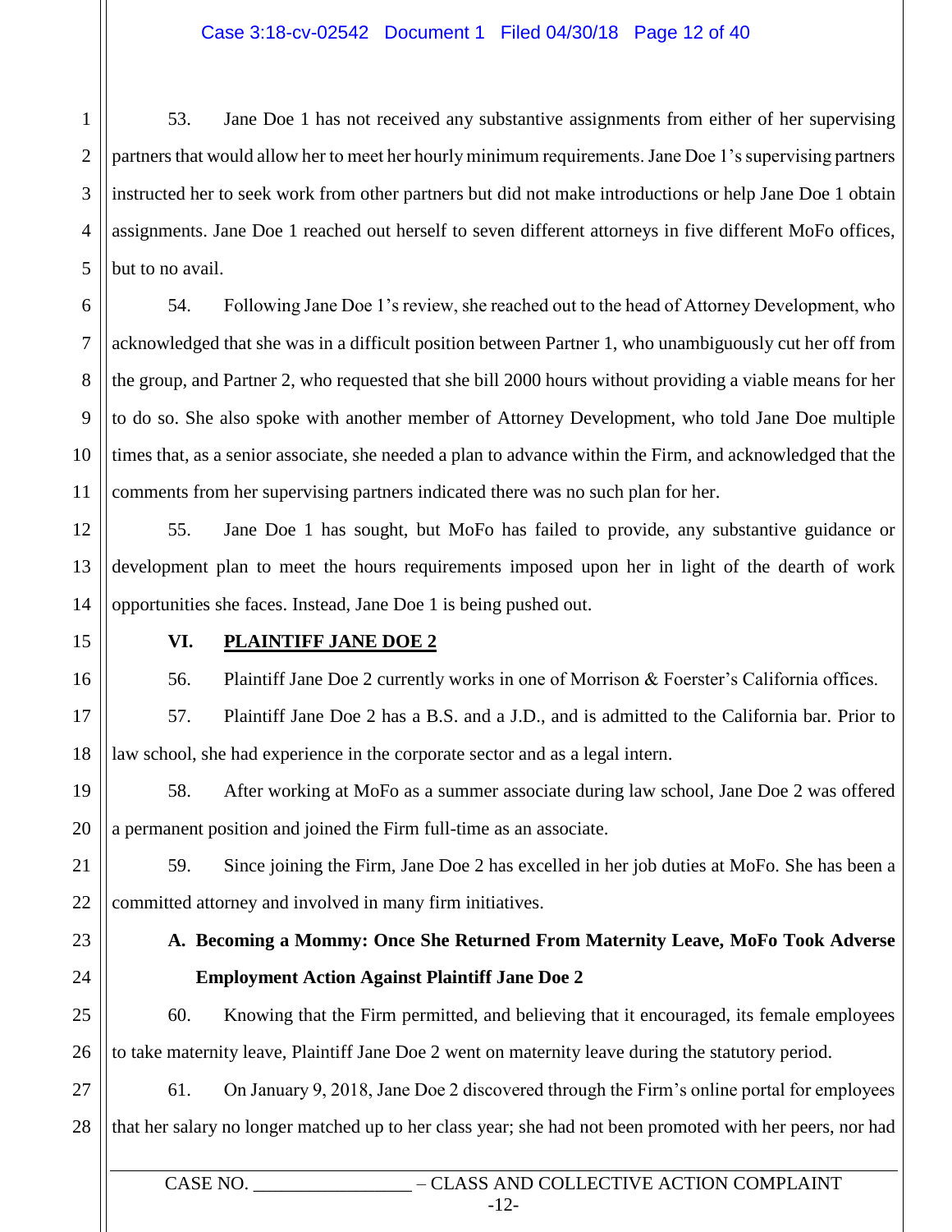53. Jane Doe 1 has not received any substantive assignments from either of her supervising partners that would allow her to meet her hourly minimum requirements. Jane Doe 1's supervising partners instructed her to seek work from other partners but did not make introductions or help Jane Doe 1 obtain assignments. Jane Doe 1 reached out herself to seven different attorneys in five different MoFo offices, but to no avail.

54. Following Jane Doe 1's review, she reached out to the head of Attorney Development, who acknowledged that she was in a difficult position between Partner 1, who unambiguously cut her off from the group, and Partner 2, who requested that she bill 2000 hours without providing a viable means for her to do so. She also spoke with another member of Attorney Development, who told Jane Doe multiple times that, as a senior associate, she needed a plan to advance within the Firm, and acknowledged that the comments from her supervising partners indicated there was no such plan for her.

55. Jane Doe 1 has sought, but MoFo has failed to provide, any substantive guidance or development plan to meet the hours requirements imposed upon her in light of the dearth of work opportunities she faces. Instead, Jane Doe 1 is being pushed out.

## VI. PLAINTIFF JANE DOE 2

56. Plaintiff Jane Doe 2 currently works in one of Morrison & Foerster's California offices.

57. Plaintiff Jane Doe 2 has a B.S. and a J.D., and is admitted to the California bar. Prior to law school, she had experience in the corporate sector and as a legal intern.

58. After working at MoFo as a summer associate during law school, Jane Doe 2 was offered a permanent position and joined the Firm full-time as an associate.

59. Since joining the Firm, Jane Doe 2 has excelled in her job duties at MoFo. She has been a committed attorney and involved in many firm initiatives.

### A. Becoming a Mommy: Once She Returned From Maternity Leave, MoFo Took Adverse Employment Action Against Plaintiff Jane Doe 2

60. Knowing that the Firm permitted, and believing that it encouraged, its female employees to take maternity leave, Plaintiff Jane Doe 2 went on maternity leave during the statutory period.

61. On January 9, 2018, Jane Doe 2 discovered through the Firm's online portal for employees that her salary no longer matched up to her class year; she had not been promoted with her peers, nor had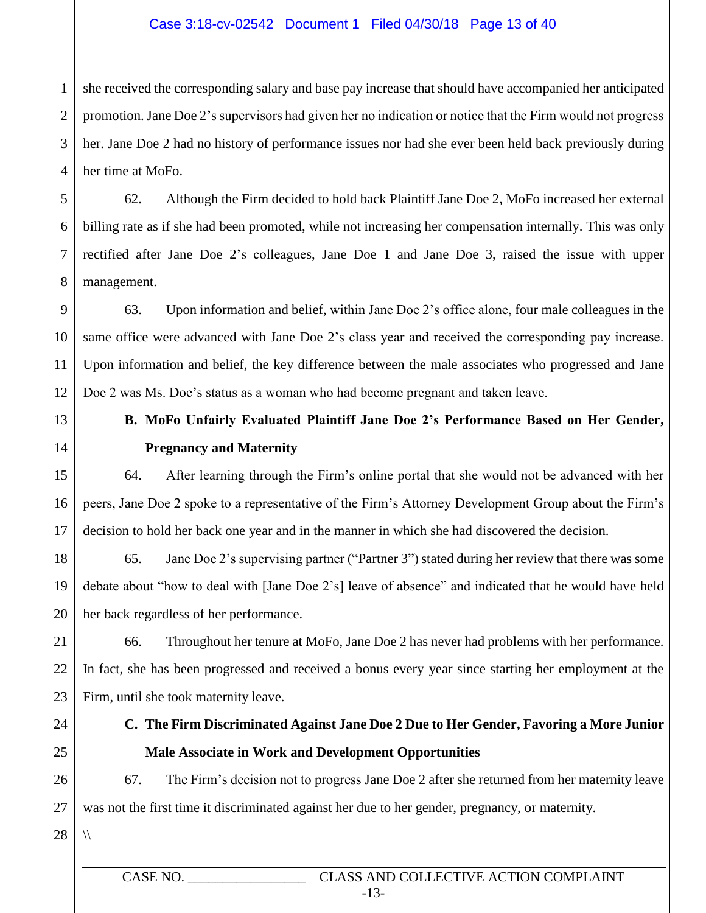she received the corresponding salary and base pay increase that should have accompanied her anticipated promotion. Jane Doe 2's supervisors had given her no indication or notice that the Firm would not progress her. Jane Doe 2 had no history of performance issues nor had she ever been held back previously during her time at MoFo.

62. Although the Firm decided to hold back Plaintiff Jane Doe 2, MoFo increased her external billing rate as if she had been promoted, while not increasing her compensation internally. This was only rectified after Jane Doe 2's colleagues, Jane Doe 1 and Jane Doe 3, raised the issue with upper management.

63. Upon information and belief, within Jane Doe 2's office alone, four male colleagues in the same office were advanced with Jane Doe 2's class year and received the corresponding pay increase. Upon information and belief, the key difference between the male associates who progressed and Jane Doe 2 was Ms. Doe's status as a woman who had become pregnant and taken leave.

**B. MoFo Unfairly Evaluated Plaintiff Jane Doe 2's Performance Based on Her Gender, Pregnancy and Maternity**

64. After learning through the Firm's online portal that she would not be advanced with her peers, Jane Doe 2 spoke to a representative of the Firm's Attorney Development Group about the Firm's decision to hold her back one year and in the manner in which she had discovered the decision.

65. Jane Doe 2's supervising partner ("Partner 3") stated during her review that there was some debate about "how to deal with [Jane Doe 2's] leave of absence" and indicated that he would have held her back regardless of her performance.

66. Throughout her tenure at MoFo, Jane Doe 2 has never had problems with her performance. In fact, she has been progressed and received a bonus every year since starting her employment at the Firm, until she took maternity leave.

**C. The Firm Discriminated Against Jane Doe 2 Due to Her Gender, Favoring a More Junior Male Associate in Work and Development Opportunities**

67. The Firm's decision not to progress Jane Doe 2 after she returned from her maternity leave was not the first time it discriminated against her due to her gender, pregnancy, or maternity.

\\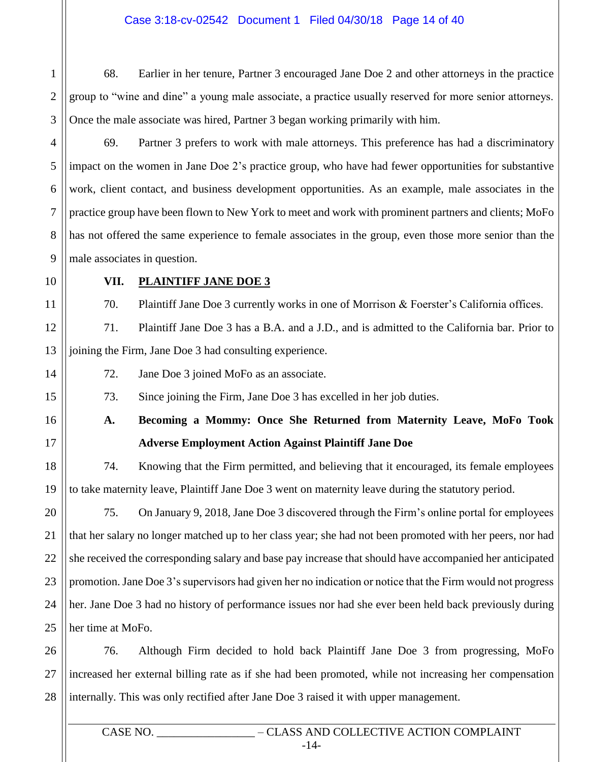68. Earlier in her tenure, Partner 3 encouraged Jane Doe 2 and other attorneys in the practice group to "wine and dine" a young male associate, a practice usually reserved for more senior attorneys. Once the male associate was hired, Partner 3 began working primarily with him.

69. Partner 3 prefers to work with male attorneys. This preference has had a discriminatory impact on the women in Jane Doe 2's practice group, who have had fewer opportunities for substantive work, client contact, and business development opportunities. As an example, male associates in the practice group have been flown to New York to meet and work with prominent partners and clients; MoFo has not offered the same experience to female associates in the group, even those more senior than the male associates in question.

## VII. PLAINTIFF JANE DOE 3

70. Plaintiff Jane Doe 3 currently works in one of Morrison & Foerster's California offices.

71. Plaintiff Jane Doe 3 has a B.A. and a J.D., and is admitted to the California bar. Prior to joining the Firm, Jane Doe 3 had consulting experience.

72. Jane Doe 3 joined MoFo as an associate.

73. Since joining the Firm, Jane Doe 3 has excelled in her job duties.

### A. Becoming a Mommy: Once She Returned from Maternity Leave, MoFo Took Adverse Employment Action Against Plaintiff Jane Doe

74. Knowing that the Firm permitted, and believing that it encouraged, its female employees to take maternity leave, Plaintiff Jane Doe 3 went on maternity leave during the statutory period.

75. On January 9, 2018, Jane Doe 3 discovered through the Firm's online portal for employees that her salary no longer matched up to her class year; she had not been promoted with her peers, nor had she received the corresponding salary and base pay increase that should have accompanied her anticipated promotion. Jane Doe 3's supervisors had given her no indication or notice that the Firm would not progress her. Jane Doe 3 had no history of performance issues nor had she ever been held back previously during her time at MoFo.

76. Although Firm decided to hold back Plaintiff Jane Doe 3 from progressing, MoFo increased her external billing rate as if she had been promoted, while not increasing her compensation internally. This was only rectified after Jane Doe 3 raised it with upper management.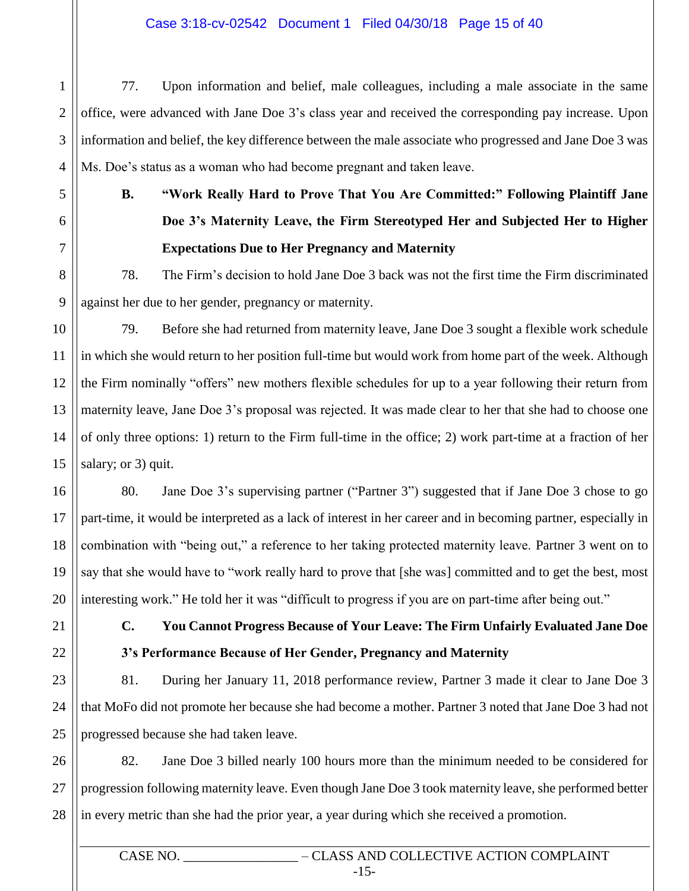77. Upon information and belief, male colleagues, including a male associate in the same office, were advanced with Jane Doe 3's class year and received the corresponding pay increase. Upon information and belief, the key difference between the male associate who progressed and Jane Doe 3 was Ms. Doe's status as a woman who had become pregnant and taken leave.

### B. "Work Really Hard to Prove That You Are Committed:" Following Plaintiff Jane Doe 3's Maternity Leave, the Firm Stereotyped Her and Subjected Her to Higher Expectations Due to Her Pregnancy and Maternity

78. The Firm's decision to hold Jane Doe 3 back was not the first time the Firm discriminated against her due to her gender, pregnancy or maternity.

79. Before she had returned from maternity leave, Jane Doe 3 sought a flexible work schedule in which she would return to her position full-time but would work from home part of the week. Although the Firm nominally "offers" new mothers flexible schedules for up to a year following their return from maternity leave, Jane Doe 3's proposal was rejected. It was made clear to her that she had to choose one of only three options: 1) return to the Firm full-time in the office; 2) work part-time at a fraction of her salary; or 3) quit.

80. Jane Doe 3's supervising partner ("Partner 3") suggested that if Jane Doe 3 chose to go part-time, it would be interpreted as a lack of interest in her career and in becoming partner, especially in combination with "being out," a reference to her taking protected maternity leave. Partner 3 went on to say that she would have to "work really hard to prove that [she was] committed and to get the best, most interesting work." He told her it was "difficult to progress if you are on part-time after being out."

### C. You Cannot Progress Because of Your Leave: The Firm Unfairly Evaluated Jane Doe 3's Performance Because of Her Gender, Pregnancy and Maternity

81. During her January 11, 2018 performance review, Partner 3 made it clear to Jane Doe 3 that MoFo did not promote her because she had become a mother. Partner 3 noted that Jane Doe 3 had not progressed because she had taken leave.

82. Jane Doe 3 billed nearly 100 hours more than the minimum needed to be considered for progression following maternity leave. Even though Jane Doe 3 took maternity leave, she performed better in every metric than she had the prior year, a year during which she received a promotion.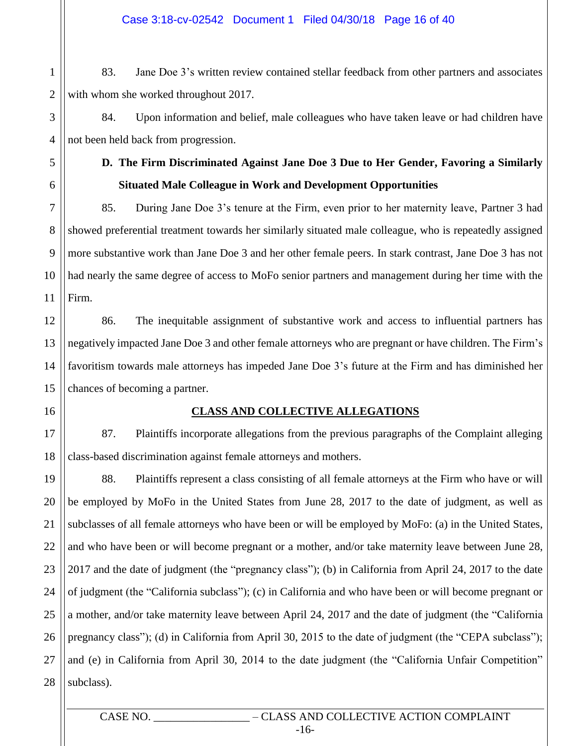83. Jane Doe 3's written review contained stellar feedback from other partners and associates with whom she worked throughout 2017.

84. Upon information and belief, male colleagues who have taken leave or had children have not been held back from progression.

### D. The Firm Discriminated Against Jane Doe 3 Due to Her Gender, Favoring a Similarly Situated Male Colleague in Work and Development Opportunities

85. During Jane Doe 3's tenure at the Firm, even prior to her maternity leave, Partner 3 had showed preferential treatment towards her similarly situated male colleague, who is repeatedly assigned more substantive work than Jane Doe 3 and her other female peers. In stark contrast, Jane Doe 3 has not had nearly the same degree of access to MoFo senior partners and management during her time with the Firm.

86. The inequitable assignment of substantive work and access to influential partners has negatively impacted Jane Doe 3 and other female attorneys who are pregnant or have children. The Firm's favoritism towards male attorneys has impeded Jane Doe 3's future at the Firm and has diminished her chances of becoming a partner.

## CLASS AND COLLECTIVE ALLEGATIONS

87. Plaintiffs incorporate allegations from the previous paragraphs of the Complaint alleging class-based discrimination against female attorneys and mothers.

88. Plaintiffs represent a class consisting of all female attorneys at the Firm who have or will be employed by MoFo in the United States from June 28, 2017 to the date of judgment, as well as subclasses of all female attorneys who have been or will be employed by MoFo: (a) in the United States, and who have been or will become pregnant or a mother, and/or take maternity leave between June 28, 2017 and the date of judgment (the "pregnancy class"); (b) in California from April 24, 2017 to the date of judgment (the "California subclass"); (c) in California and who have been or will become pregnant or a mother, and/or take maternity leave between April 24, 2017 and the date of judgment (the "California pregnancy class"); (d) in California from April 30, 2015 to the date of judgment (the "CEPA subclass"); and (e) in California from April 30, 2014 to the date judgment (the "California Unfair Competition" subclass).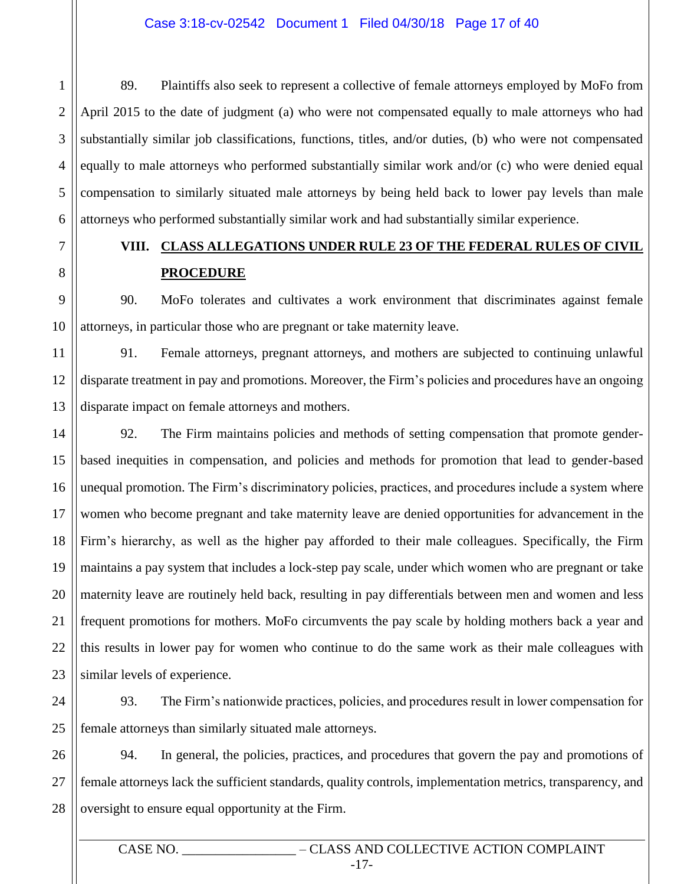89. Plaintiffs also seek to represent a collective of female attorneys employed by MoFo from April 2015 to the date of judgment (a) who were not compensated equally to male attorneys who had substantially similar job classifications, functions, titles, and/or duties, (b) who were not compensated equally to male attorneys who performed substantially similar work and/or (c) who were denied equal compensation to similarly situated male attorneys by being held back to lower pay levels than male attorneys who performed substantially similar work and had substantially similar experience.

## VIII. CLASS ALLEGATIONS UNDER RULE 23 OF THE FEDERAL RULES OF CIVIL PROCEDURE

90. MoFo tolerates and cultivates a work environment that discriminates against female attorneys, in particular those who are pregnant or take maternity leave.

91. Female attorneys, pregnant attorneys, and mothers are subjected to continuing unlawful disparate treatment in pay and promotions. Moreover, the Firm's policies and procedures have an ongoing disparate impact on female attorneys and mothers.

92. The Firm maintains policies and methods of setting compensation that promote gender-based inequities in compensation, and policies and methods for promotion that lead to gender-based unequal promotion. The Firm's discriminatory policies, practices, and procedures include a system where women who become pregnant and take maternity leave are denied opportunities for advancement in the Firm's hierarchy, as well as the higher pay afforded to their male colleagues. Specifically, the Firm maintains a pay system that includes a lock-step pay scale, under which women who are pregnant or take maternity leave are routinely held back, resulting in pay differentials between men and women and less frequent promotions for mothers. MoFo circumvents the pay scale by holding mothers back a year and this results in lower pay for women who continue to do the same work as their male colleagues with similar levels of experience.

93. The Firm's nationwide practices, policies, and procedures result in lower compensation for female attorneys than similarly situated male attorneys.

94. In general, the policies, practices, and procedures that govern the pay and promotions of female attorneys lack the sufficient standards, quality controls, implementation metrics, transparency, and oversight to ensure equal opportunity at the Firm.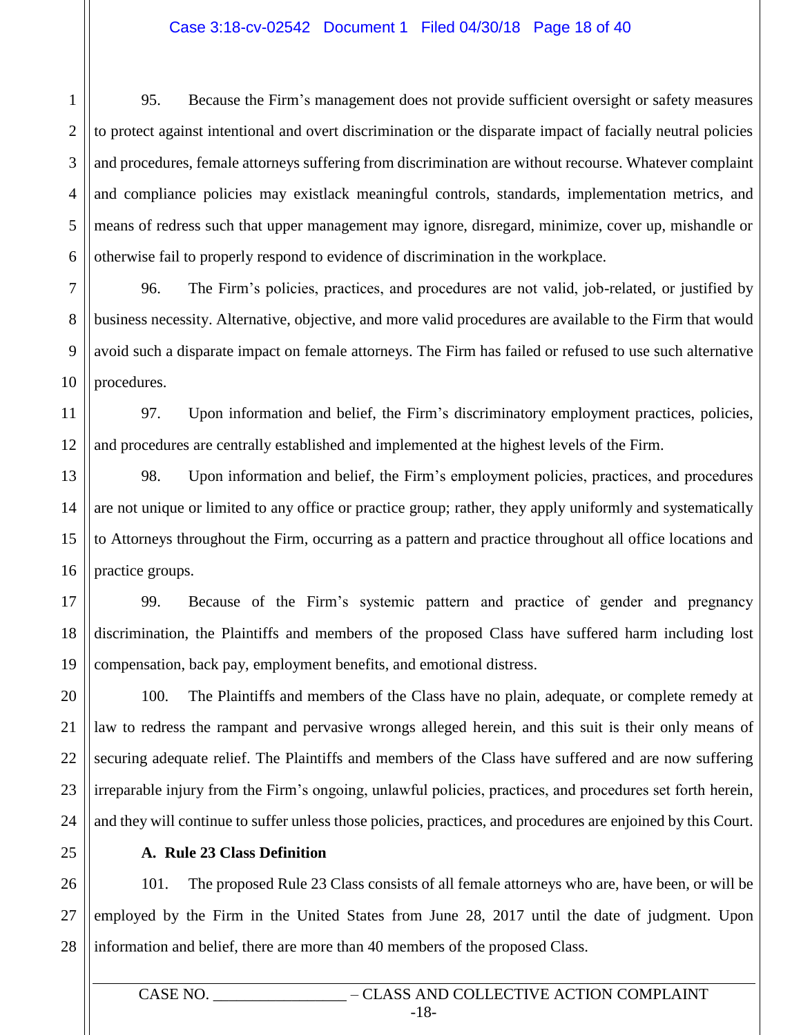95. Because the Firm's management does not provide sufficient oversight or safety measures to protect against intentional and overt discrimination or the disparate impact of facially neutral policies and procedures, female attorneys suffering from discrimination are without recourse. Whatever complaint and compliance policies may existlack meaningful controls, standards, implementation metrics, and means of redress such that upper management may ignore, disregard, minimize, cover up, mishandle or otherwise fail to properly respond to evidence of discrimination in the workplace.

96. The Firm's policies, practices, and procedures are not valid, job-related, or justified by business necessity. Alternative, objective, and more valid procedures are available to the Firm that would avoid such a disparate impact on female attorneys. The Firm has failed or refused to use such alternative procedures.

97. Upon information and belief, the Firm's discriminatory employment practices, policies, and procedures are centrally established and implemented at the highest levels of the Firm.

98. Upon information and belief, the Firm's employment policies, practices, and procedures are not unique or limited to any office or practice group; rather, they apply uniformly and systematically to Attorneys throughout the Firm, occurring as a pattern and practice throughout all office locations and practice groups.

99. Because of the Firm's systemic pattern and practice of gender and pregnancy discrimination, the Plaintiffs and members of the proposed Class have suffered harm including lost compensation, back pay, employment benefits, and emotional distress.

100. The Plaintiffs and members of the Class have no plain, adequate, or complete remedy at law to redress the rampant and pervasive wrongs alleged herein, and this suit is their only means of securing adequate relief. The Plaintiffs and members of the Class have suffered and are now suffering irreparable injury from the Firm's ongoing, unlawful policies, practices, and procedures set forth herein, and they will continue to suffer unless those policies, practices, and procedures are enjoined by this Court.

**A. Rule 23 Class Definition**

101. The proposed Rule 23 Class consists of all female attorneys who are, have been, or will be employed by the Firm in the United States from June 28, 2017 until the date of judgment. Upon information and belief, there are more than 40 members of the proposed Class.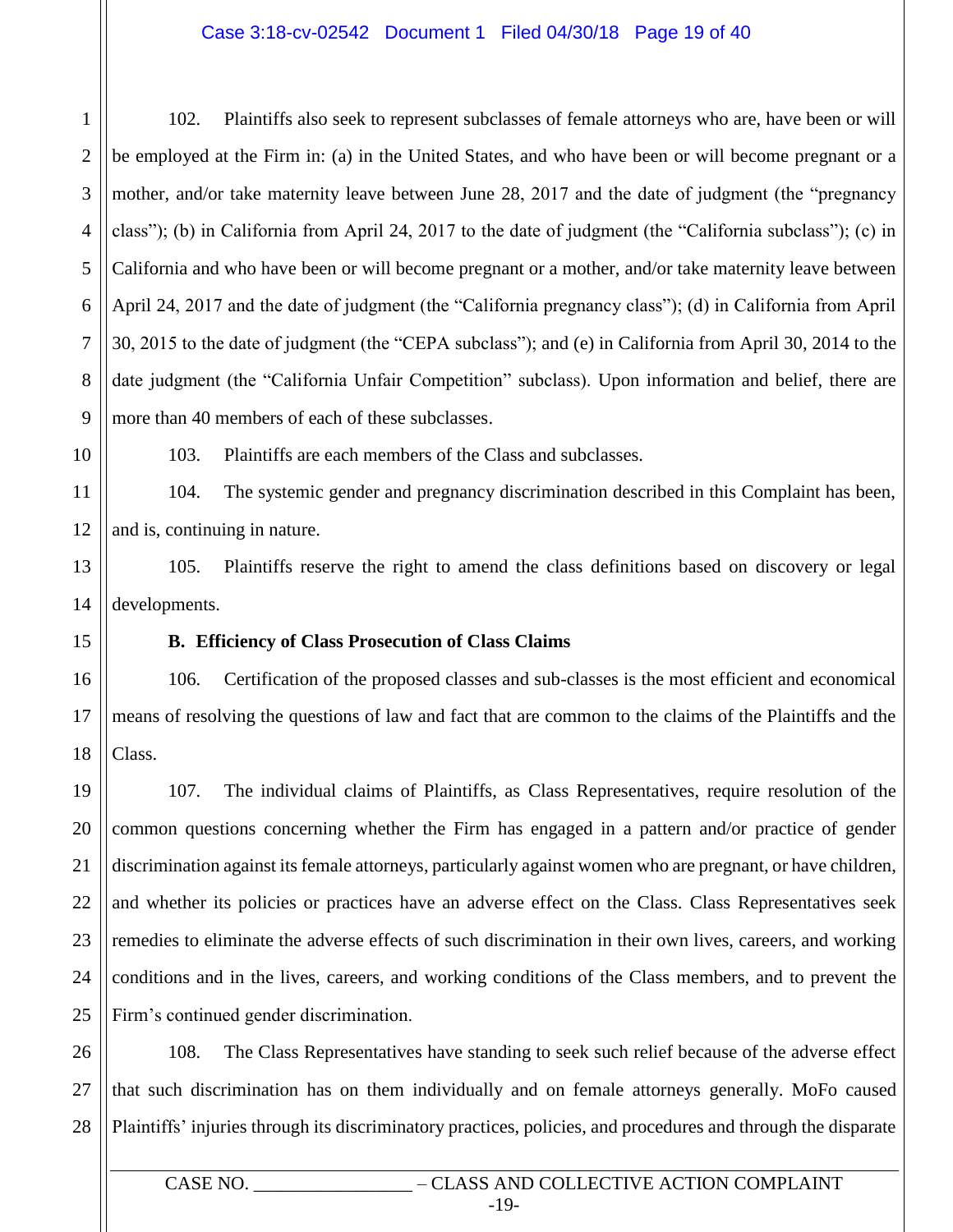102. Plaintiffs also seek to represent subclasses of female attorneys who are, have been or will be employed at the Firm in: (a) in the United States, and who have been or will become pregnant or a mother, and/or take maternity leave between June 28, 2017 and the date of judgment (the "pregnancy class"); (b) in California from April 24, 2017 to the date of judgment (the "California subclass"); (c) in California and who have been or will become pregnant or a mother, and/or take maternity leave between April 24, 2017 and the date of judgment (the "California pregnancy class"); (d) in California from April 30, 2015 to the date of judgment (the "CEPA subclass"); and (e) in California from April 30, 2014 to the date judgment (the "California Unfair Competition" subclass). Upon information and belief, there are more than 40 members of each of these subclasses.

103. Plaintiffs are each members of the Class and subclasses.

104. The systemic gender and pregnancy discrimination described in this Complaint has been, and is, continuing in nature.

105. Plaintiffs reserve the right to amend the class definitions based on discovery or legal developments.

**B. Efficiency of Class Prosecution of Class Claims**

106. Certification of the proposed classes and sub-classes is the most efficient and economical means of resolving the questions of law and fact that are common to the claims of the Plaintiffs and the Class.

107. The individual claims of Plaintiffs, as Class Representatives, require resolution of the common questions concerning whether the Firm has engaged in a pattern and/or practice of gender discrimination against its female attorneys, particularly against women who are pregnant, or have children, and whether its policies or practices have an adverse effect on the Class. Class Representatives seek remedies to eliminate the adverse effects of such discrimination in their own lives, careers, and working conditions and in the lives, careers, and working conditions of the Class members, and to prevent the Firm's continued gender discrimination.

108. The Class Representatives have standing to seek such relief because of the adverse effect that such discrimination has on them individually and on female attorneys generally. MoFo caused Plaintiffs' injuries through its discriminatory practices, policies, and procedures and through the disparate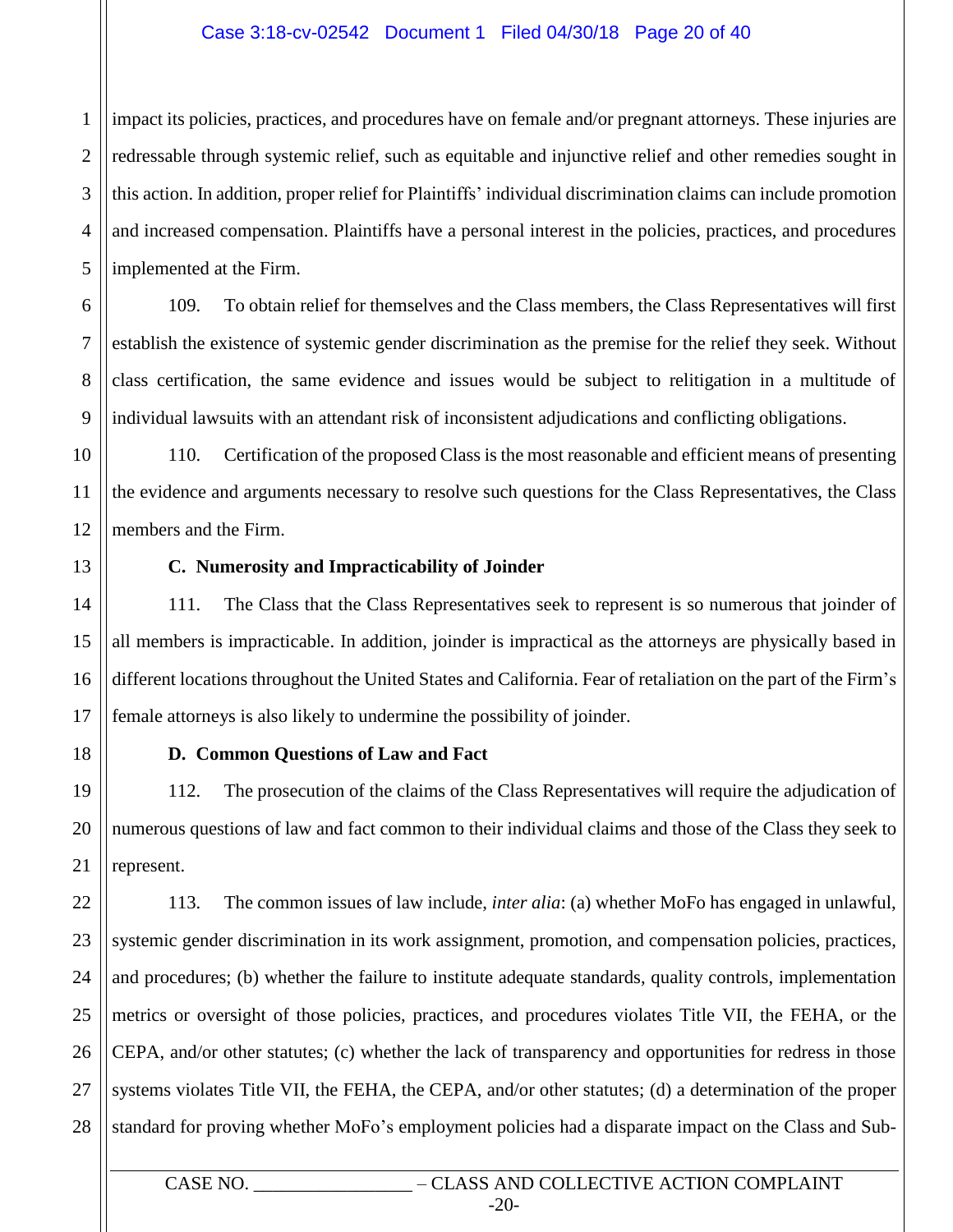impact its policies, practices, and procedures have on female and/or pregnant attorneys. These injuries are redressable through systemic relief, such as equitable and injunctive relief and other remedies sought in this action. In addition, proper relief for Plaintiffs' individual discrimination claims can include promotion and increased compensation. Plaintiffs have a personal interest in the policies, practices, and procedures implemented at the Firm.

109. To obtain relief for themselves and the Class members, the Class Representatives will first establish the existence of systemic gender discrimination as the premise for the relief they seek. Without class certification, the same evidence and issues would be subject to relitigation in a multitude of individual lawsuits with an attendant risk of inconsistent adjudications and conflicting obligations.

110. Certification of the proposed Class is the most reasonable and efficient means of presenting the evidence and arguments necessary to resolve such questions for the Class Representatives, the Class members and the Firm.

### C. Numerosity and Impracticability of Joinder

111. The Class that the Class Representatives seek to represent is so numerous that joinder of all members is impracticable. In addition, joinder is impractical as the attorneys are physically based in different locations throughout the United States and California. Fear of retaliation on the part of the Firm's female attorneys is also likely to undermine the possibility of joinder.

### D. Common Questions of Law and Fact

112. The prosecution of the claims of the Class Representatives will require the adjudication of numerous questions of law and fact common to their individual claims and those of the Class they seek to represent.

113. The common issues of law include, *inter alia*: (a) whether MoFo has engaged in unlawful, systemic gender discrimination in its work assignment, promotion, and compensation policies, practices, and procedures; (b) whether the failure to institute adequate standards, quality controls, implementation metrics or oversight of those policies, practices, and procedures violates Title VII, the FEHA, or the CEPA, and/or other statutes; (c) whether the lack of transparency and opportunities for redress in those systems violates Title VII, the FEHA, the CEPA, and/or other statutes; (d) a determination of the proper standard for proving whether MoFo's employment policies had a disparate impact on the Class and Sub-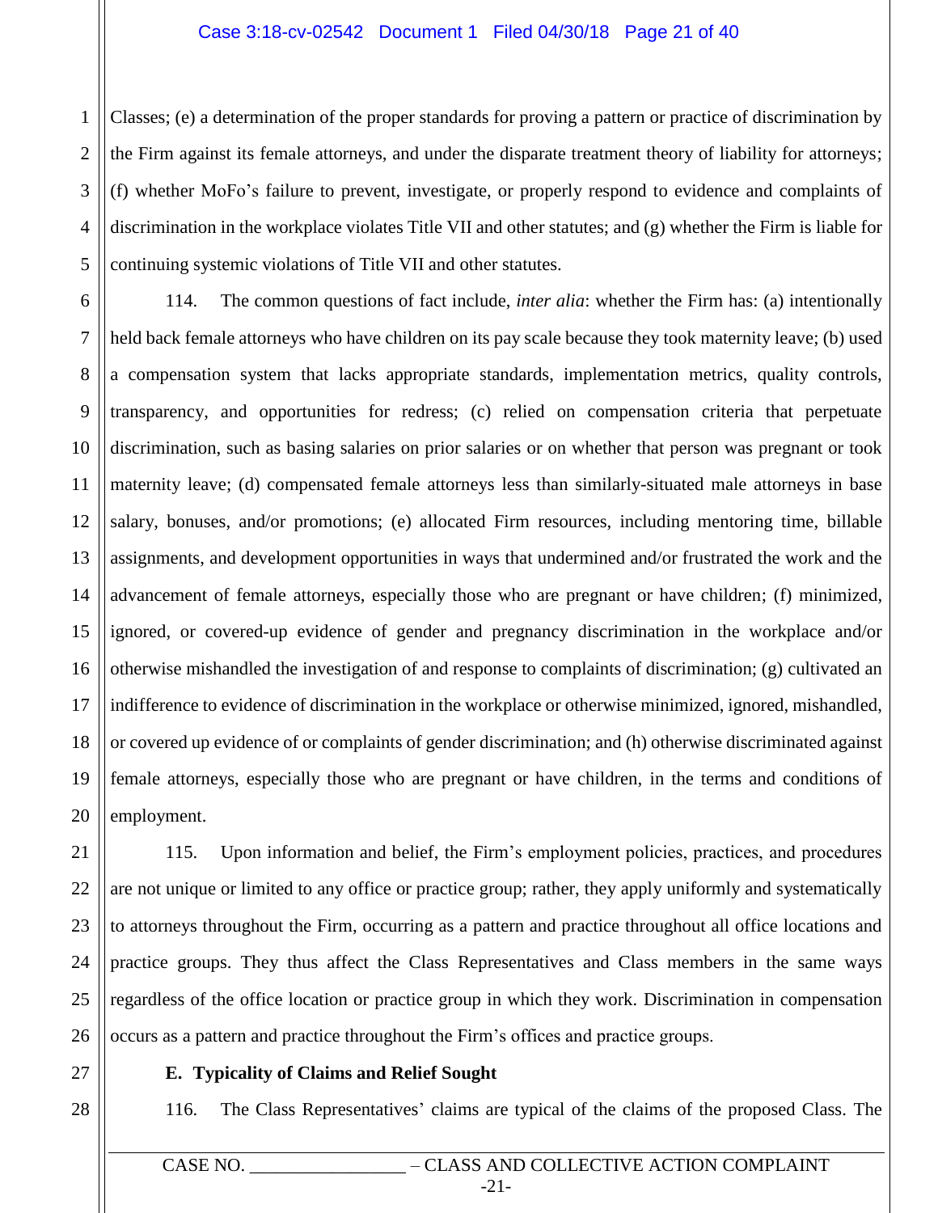Classes; (e) a determination of the proper standards for proving a pattern or practice of discrimination by the Firm against its female attorneys, and under the disparate treatment theory of liability for attorneys; (f) whether MoFo's failure to prevent, investigate, or properly respond to evidence and complaints of discrimination in the workplace violates Title VII and other statutes; and (g) whether the Firm is liable for continuing systemic violations of Title VII and other statutes.

114. The common questions of fact include, *inter alia*: whether the Firm has: (a) intentionally held back female attorneys who have children on its pay scale because they took maternity leave; (b) used a compensation system that lacks appropriate standards, implementation metrics, quality controls, transparency, and opportunities for redress; (c) relied on compensation criteria that perpetuate discrimination, such as basing salaries on prior salaries or on whether that person was pregnant or took maternity leave; (d) compensated female attorneys less than similarly-situated male attorneys in base salary, bonuses, and/or promotions; (e) allocated Firm resources, including mentoring time, billable assignments, and development opportunities in ways that undermined and/or frustrated the work and the advancement of female attorneys, especially those who are pregnant or have children; (f) minimized, ignored, or covered-up evidence of gender and pregnancy discrimination in the workplace and/or otherwise mishandled the investigation of and response to complaints of discrimination; (g) cultivated an indifference to evidence of discrimination in the workplace or otherwise minimized, ignored, mishandled, or covered up evidence of or complaints of gender discrimination; and (h) otherwise discriminated against female attorneys, especially those who are pregnant or have children, in the terms and conditions of employment.

115. Upon information and belief, the Firm's employment policies, practices, and procedures are not unique or limited to any office or practice group; rather, they apply uniformly and systematically to attorneys throughout the Firm, occurring as a pattern and practice throughout all office locations and practice groups. They thus affect the Class Representatives and Class members in the same ways regardless of the office location or practice group in which they work. Discrimination in compensation occurs as a pattern and practice throughout the Firm's offices and practice groups.

**E. Typicality of Claims and Relief Sought**

116. The Class Representatives' claims are typical of the claims of the proposed Class. The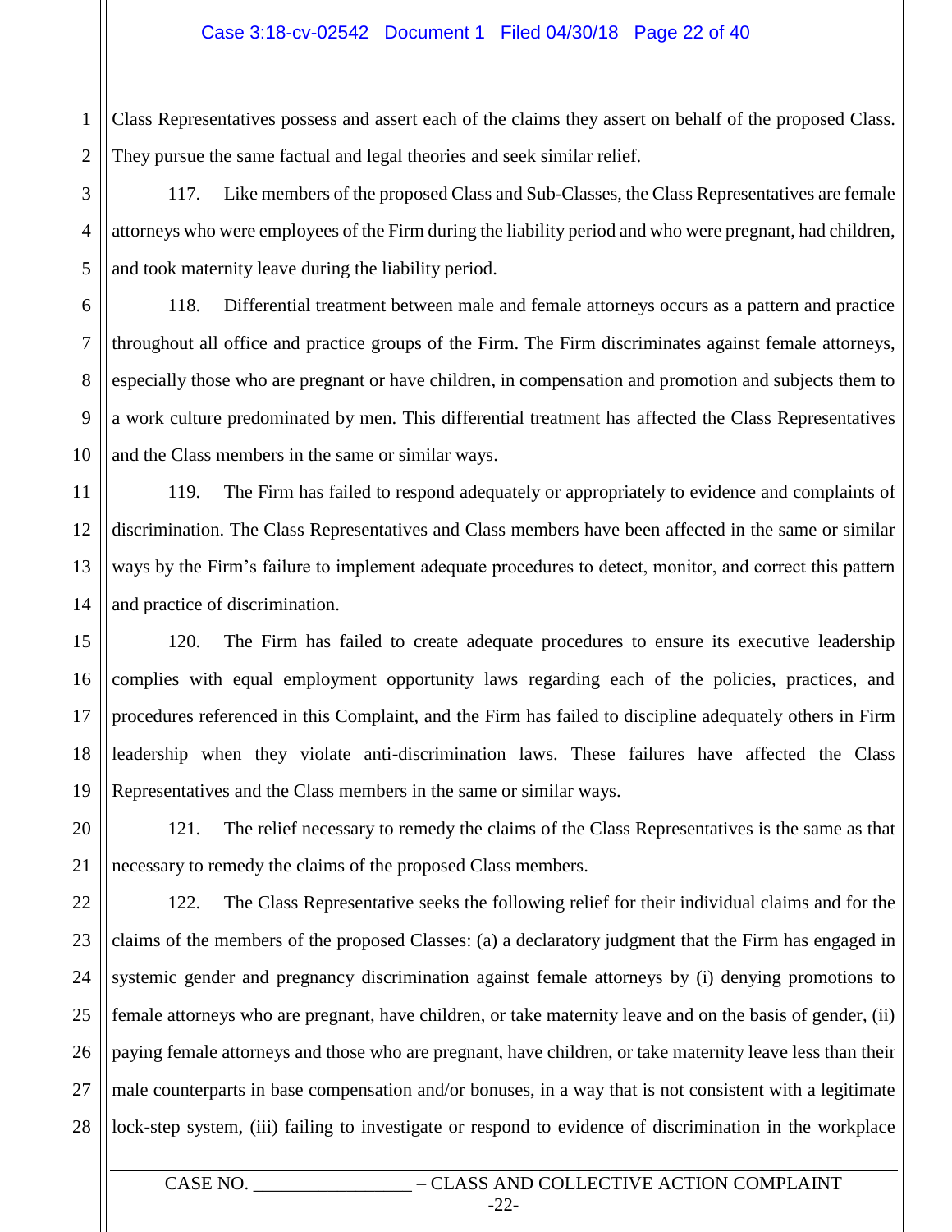Class Representatives possess and assert each of the claims they assert on behalf of the proposed Class. They pursue the same factual and legal theories and seek similar relief.

117. Like members of the proposed Class and Sub-Classes, the Class Representatives are female attorneys who were employees of the Firm during the liability period and who were pregnant, had children, and took maternity leave during the liability period.

118. Differential treatment between male and female attorneys occurs as a pattern and practice throughout all office and practice groups of the Firm. The Firm discriminates against female attorneys, especially those who are pregnant or have children, in compensation and promotion and subjects them to a work culture predominated by men. This differential treatment has affected the Class Representatives and the Class members in the same or similar ways.

119. The Firm has failed to respond adequately or appropriately to evidence and complaints of discrimination. The Class Representatives and Class members have been affected in the same or similar ways by the Firm's failure to implement adequate procedures to detect, monitor, and correct this pattern and practice of discrimination.

120. The Firm has failed to create adequate procedures to ensure its executive leadership complies with equal employment opportunity laws regarding each of the policies, practices, and procedures referenced in this Complaint, and the Firm has failed to discipline adequately others in Firm leadership when they violate anti-discrimination laws. These failures have affected the Class Representatives and the Class members in the same or similar ways.

121. The relief necessary to remedy the claims of the Class Representatives is the same as that necessary to remedy the claims of the proposed Class members.

122. The Class Representative seeks the following relief for their individual claims and for the claims of the members of the proposed Classes: (a) a declaratory judgment that the Firm has engaged in systemic gender and pregnancy discrimination against female attorneys by (i) denying promotions to female attorneys who are pregnant, have children, or take maternity leave and on the basis of gender, (ii) paying female attorneys and those who are pregnant, have children, or take maternity leave less than their male counterparts in base compensation and/or bonuses, in a way that is not consistent with a legitimate lock-step system, (iii) failing to investigate or respond to evidence of discrimination in the workplace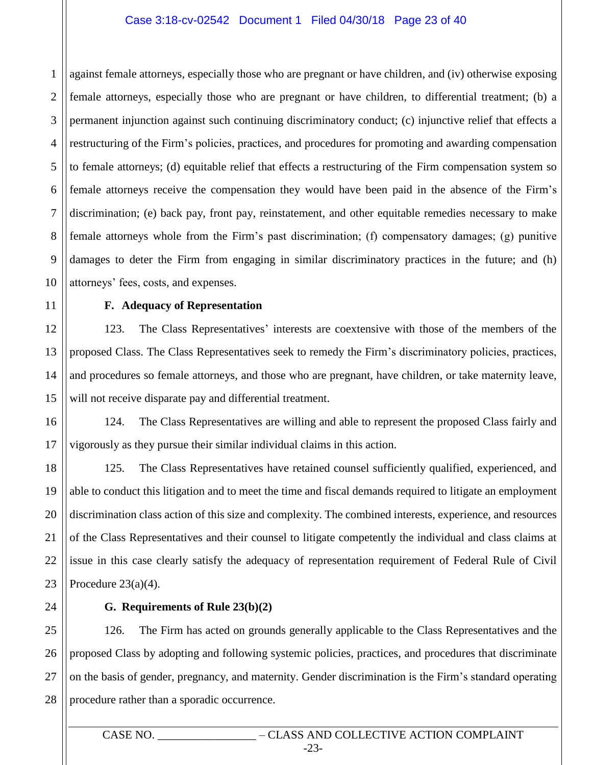against female attorneys, especially those who are pregnant or have children, and (iv) otherwise exposing female attorneys, especially those who are pregnant or have children, to differential treatment; (b) a permanent injunction against such continuing discriminatory conduct; (c) injunctive relief that effects a restructuring of the Firm's policies, practices, and procedures for promoting and awarding compensation to female attorneys; (d) equitable relief that effects a restructuring of the Firm compensation system so female attorneys receive the compensation they would have been paid in the absence of the Firm's discrimination; (e) back pay, front pay, reinstatement, and other equitable remedies necessary to make female attorneys whole from the Firm's past discrimination; (f) compensatory damages; (g) punitive damages to deter the Firm from engaging in similar discriminatory practices in the future; and (h) attorneys' fees, costs, and expenses.

### F. Adequacy of Representation

123. The Class Representatives' interests are coextensive with those of the members of the proposed Class. The Class Representatives seek to remedy the Firm's discriminatory policies, practices, and procedures so female attorneys, and those who are pregnant, have children, or take maternity leave, will not receive disparate pay and differential treatment.

124. The Class Representatives are willing and able to represent the proposed Class fairly and vigorously as they pursue their similar individual claims in this action.

125. The Class Representatives have retained counsel sufficiently qualified, experienced, and able to conduct this litigation and to meet the time and fiscal demands required to litigate an employment discrimination class action of this size and complexity. The combined interests, experience, and resources of the Class Representatives and their counsel to litigate competently the individual and class claims at issue in this case clearly satisfy the adequacy of representation requirement of Federal Rule of Civil Procedure 23(a)(4).

### G. Requirements of Rule 23(b)(2)

126. The Firm has acted on grounds generally applicable to the Class Representatives and the proposed Class by adopting and following systemic policies, practices, and procedures that discriminate on the basis of gender, pregnancy, and maternity. Gender discrimination is the Firm's standard operating procedure rather than a sporadic occurrence.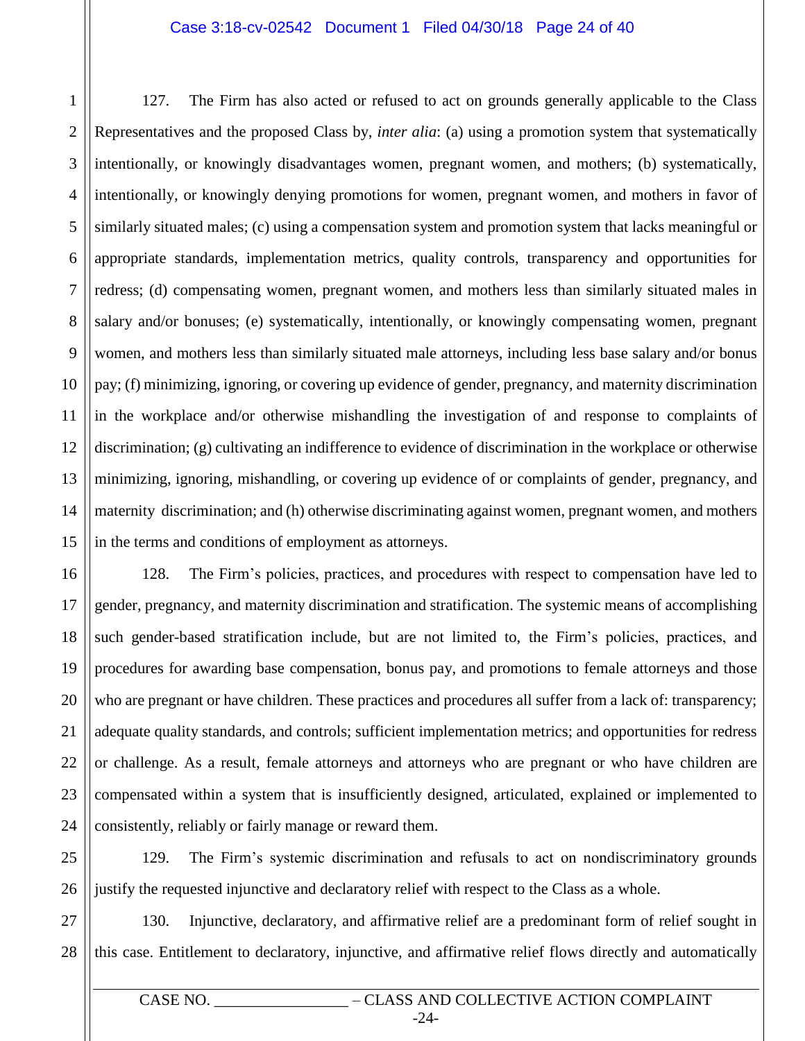127. The Firm has also acted or refused to act on grounds generally applicable to the Class Representatives and the proposed Class by, *inter alia*: (a) using a promotion system that systematically intentionally, or knowingly disadvantages women, pregnant women, and mothers; (b) systematically, intentionally, or knowingly denying promotions for women, pregnant women, and mothers in favor of similarly situated males; (c) using a compensation system and promotion system that lacks meaningful or appropriate standards, implementation metrics, quality controls, transparency and opportunities for redress; (d) compensating women, pregnant women, and mothers less than similarly situated males in salary and/or bonuses; (e) systematically, intentionally, or knowingly compensating women, pregnant women, and mothers less than similarly situated male attorneys, including less base salary and/or bonus pay; (f) minimizing, ignoring, or covering up evidence of gender, pregnancy, and maternity discrimination in the workplace and/or otherwise mishandling the investigation of and response to complaints of discrimination; (g) cultivating an indifference to evidence of discrimination in the workplace or otherwise minimizing, ignoring, mishandling, or covering up evidence of or complaints of gender, pregnancy, and maternity discrimination; and (h) otherwise discriminating against women, pregnant women, and mothers in the terms and conditions of employment as attorneys.

128. The Firm's policies, practices, and procedures with respect to compensation have led to gender, pregnancy, and maternity discrimination and stratification. The systemic means of accomplishing such gender-based stratification include, but are not limited to, the Firm's policies, practices, and procedures for awarding base compensation, bonus pay, and promotions to female attorneys and those who are pregnant or have children. These practices and procedures all suffer from a lack of: transparency; adequate quality standards, and controls; sufficient implementation metrics; and opportunities for redress or challenge. As a result, female attorneys and attorneys who are pregnant or who have children are compensated within a system that is insufficiently designed, articulated, explained or implemented to consistently, reliably or fairly manage or reward them.

129. The Firm's systemic discrimination and refusals to act on nondiscriminatory grounds justify the requested injunctive and declaratory relief with respect to the Class as a whole.

130. Injunctive, declaratory, and affirmative relief are a predominant form of relief sought in this case. Entitlement to declaratory, injunctive, and affirmative relief flows directly and automatically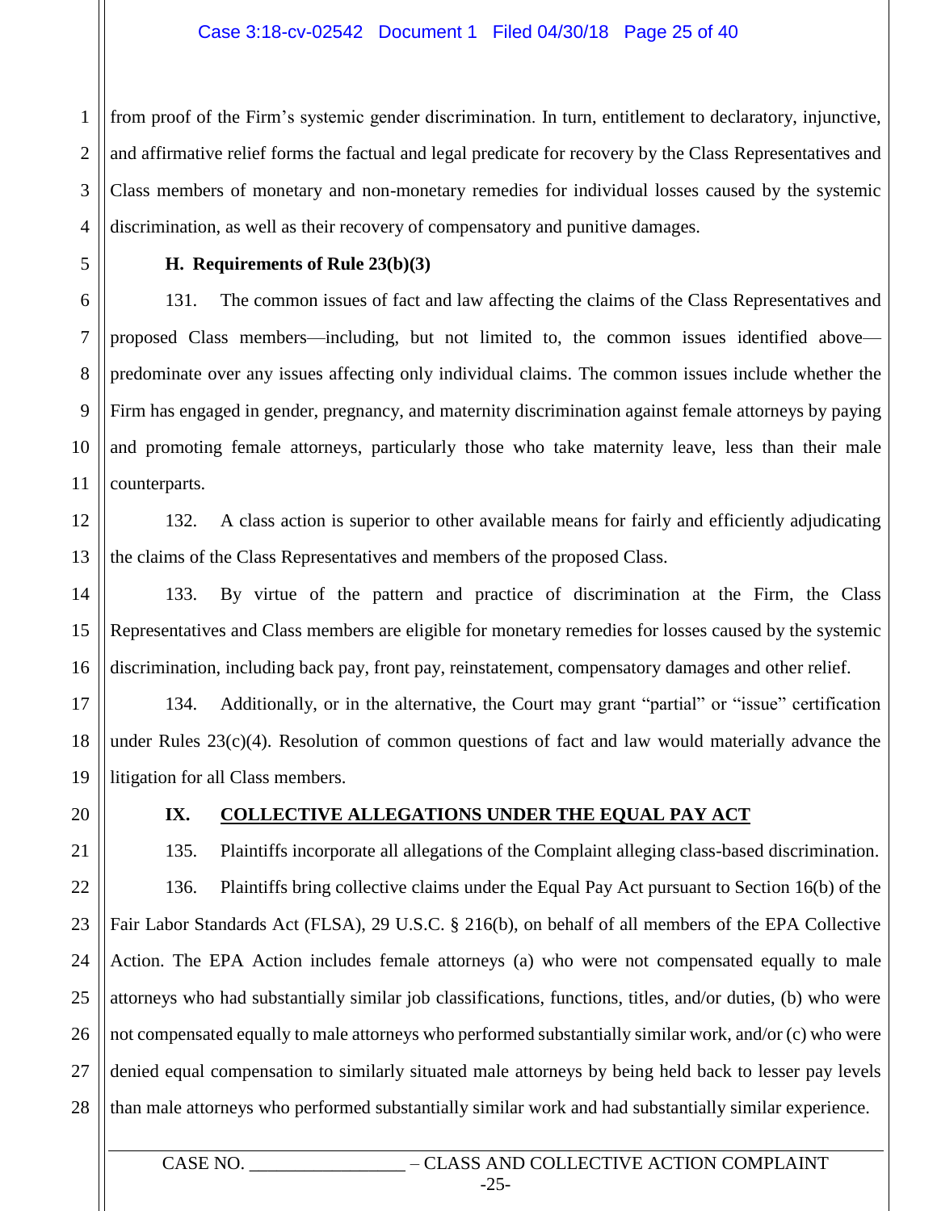from proof of the Firm's systemic gender discrimination. In turn, entitlement to declaratory, injunctive, and affirmative relief forms the factual and legal predicate for recovery by the Class Representatives and Class members of monetary and non-monetary remedies for individual losses caused by the systemic discrimination, as well as their recovery of compensatory and punitive damages.

### H. Requirements of Rule 23(b)(3)

131. The common issues of fact and law affecting the claims of the Class Representatives and proposed Class members—including, but not limited to, the common issues identified above—predominate over any issues affecting only individual claims. The common issues include whether the Firm has engaged in gender, pregnancy, and maternity discrimination against female attorneys by paying and promoting female attorneys, particularly those who take maternity leave, less than their male counterparts.

132. A class action is superior to other available means for fairly and efficiently adjudicating the claims of the Class Representatives and members of the proposed Class.

133. By virtue of the pattern and practice of discrimination at the Firm, the Class Representatives and Class members are eligible for monetary remedies for losses caused by the systemic discrimination, including back pay, front pay, reinstatement, compensatory damages and other relief.

134. Additionally, or in the alternative, the Court may grant "partial" or "issue" certification under Rules 23(c)(4). Resolution of common questions of fact and law would materially advance the litigation for all Class members.

## IX. COLLECTIVE ALLEGATIONS UNDER THE EQUAL PAY ACT

135. Plaintiffs incorporate all allegations of the Complaint alleging class-based discrimination.

136. Plaintiffs bring collective claims under the Equal Pay Act pursuant to Section 16(b) of the Fair Labor Standards Act (FLSA), 29 U.S.C. § 216(b), on behalf of all members of the EPA Collective Action. The EPA Action includes female attorneys (a) who were not compensated equally to male attorneys who had substantially similar job classifications, functions, titles, and/or duties, (b) who were not compensated equally to male attorneys who performed substantially similar work, and/or (c) who were denied equal compensation to similarly situated male attorneys by being held back to lesser pay levels than male attorneys who performed substantially similar work and had substantially similar experience.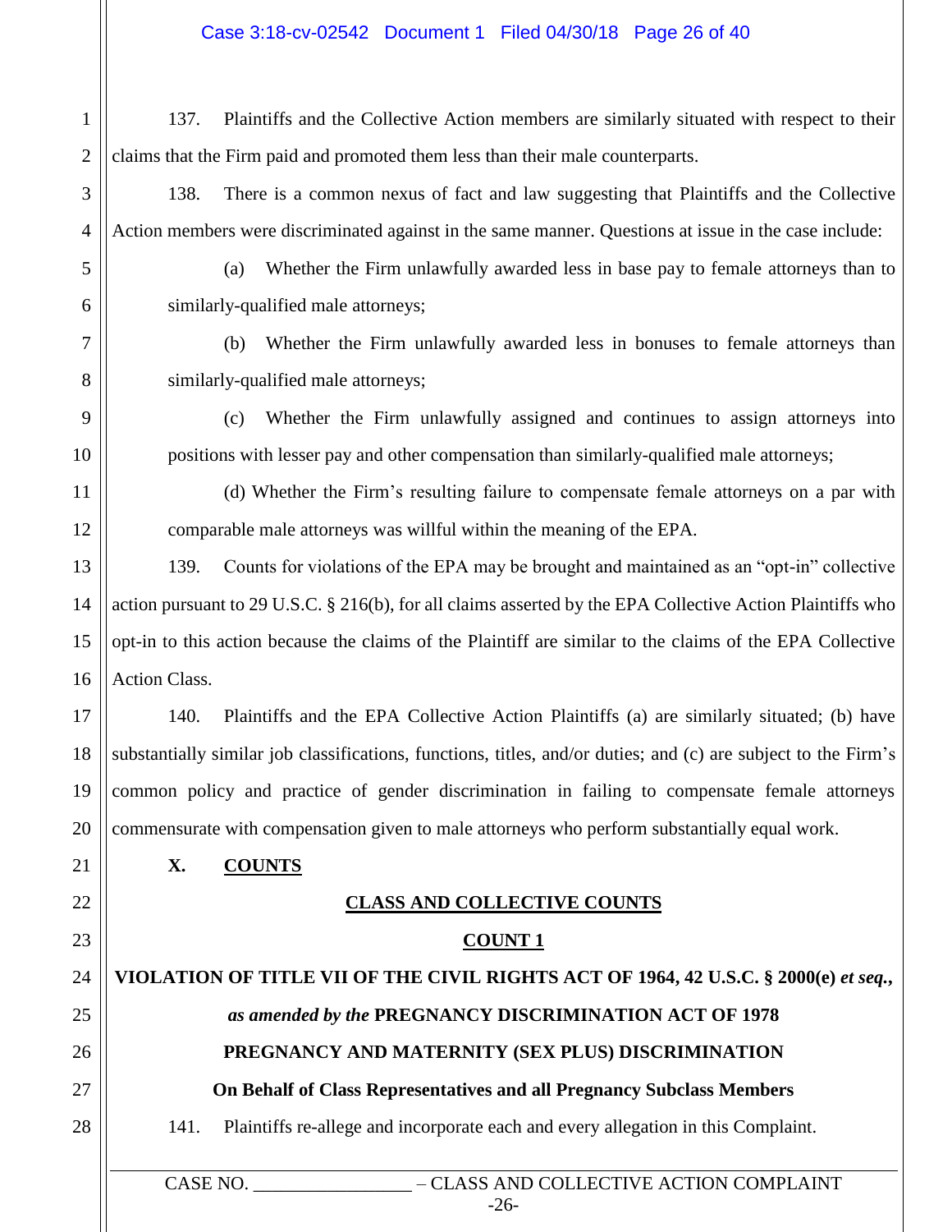137. Plaintiffs and the Collective Action members are similarly situated with respect to their claims that the Firm paid and promoted them less than their male counterparts.

138. There is a common nexus of fact and law suggesting that Plaintiffs and the Collective Action members were discriminated against in the same manner. Questions at issue in the case include:

(a) Whether the Firm unlawfully awarded less in base pay to female attorneys than to similarly-qualified male attorneys;

(b) Whether the Firm unlawfully awarded less in bonuses to female attorneys than similarly-qualified male attorneys;

(c) Whether the Firm unlawfully assigned and continues to assign attorneys into positions with lesser pay and other compensation than similarly-qualified male attorneys;

(d) Whether the Firm's resulting failure to compensate female attorneys on a par with comparable male attorneys was willful within the meaning of the EPA.

139. Counts for violations of the EPA may be brought and maintained as an "opt-in" collective action pursuant to 29 U.S.C. § 216(b), for all claims asserted by the EPA Collective Action Plaintiffs who opt-in to this action because the claims of the Plaintiff are similar to the claims of the EPA Collective Action Class.

140. Plaintiffs and the EPA Collective Action Plaintiffs (a) are similarly situated; (b) have substantially similar job classifications, functions, titles, and/or duties; and (c) are subject to the Firm's common policy and practice of gender discrimination in failing to compensate female attorneys commensurate with compensation given to male attorneys who perform substantially equal work.

## X. COUNTS

### CLASS AND COLLECTIVE COUNTS

### COUNT 1

**VIOLATION OF TITLE VII OF THE CIVIL RIGHTS ACT OF 1964, 42 U.S.C. § 2000(e) *et seq.*, *as amended by the* PREGNANCY DISCRIMINATION ACT OF 1978**

**PREGNANCY AND MATERNITY (SEX PLUS) DISCRIMINATION**

**On Behalf of Class Representatives and all Pregnancy Subclass Members**

141. Plaintiffs re-allege and incorporate each and every allegation in this Complaint.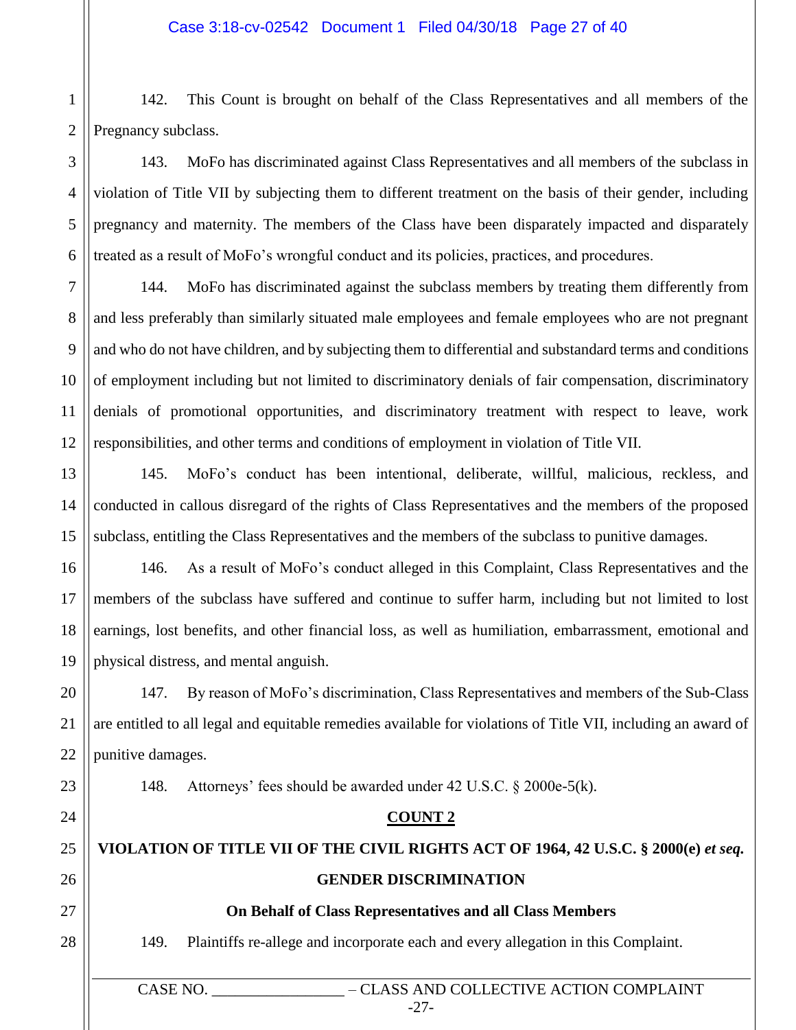142. This Count is brought on behalf of the Class Representatives and all members of the Pregnancy subclass.

143. MoFo has discriminated against Class Representatives and all members of the subclass in violation of Title VII by subjecting them to different treatment on the basis of their gender, including pregnancy and maternity. The members of the Class have been disparately impacted and disparately treated as a result of MoFo's wrongful conduct and its policies, practices, and procedures.

144. MoFo has discriminated against the subclass members by treating them differently from and less preferably than similarly situated male employees and female employees who are not pregnant and who do not have children, and by subjecting them to differential and substandard terms and conditions of employment including but not limited to discriminatory denials of fair compensation, discriminatory denials of promotional opportunities, and discriminatory treatment with respect to leave, work responsibilities, and other terms and conditions of employment in violation of Title VII.

145. MoFo's conduct has been intentional, deliberate, willful, malicious, reckless, and conducted in callous disregard of the rights of Class Representatives and the members of the proposed subclass, entitling the Class Representatives and the members of the subclass to punitive damages.

146. As a result of MoFo's conduct alleged in this Complaint, Class Representatives and the members of the subclass have suffered and continue to suffer harm, including but not limited to lost earnings, lost benefits, and other financial loss, as well as humiliation, embarrassment, emotional and physical distress, and mental anguish.

147. By reason of MoFo's discrimination, Class Representatives and members of the Sub-Class are entitled to all legal and equitable remedies available for violations of Title VII, including an award of punitive damages.

148. Attorneys' fees should be awarded under 42 U.S.C. § 2000e-5(k).

**COUNT 2**

**VIOLATION OF TITLE VII OF THE CIVIL RIGHTS ACT OF 1964, 42 U.S.C. § 2000(e) *et seq.***

**GENDER DISCRIMINATION**

**On Behalf of Class Representatives and all Class Members**

149. Plaintiffs re-allege and incorporate each and every allegation in this Complaint.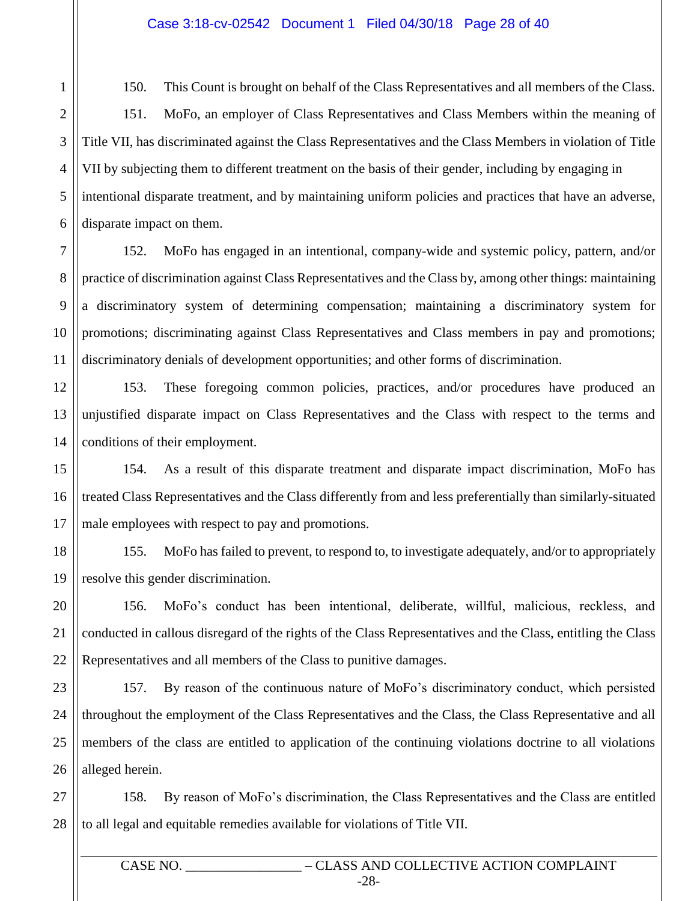150. This Count is brought on behalf of the Class Representatives and all members of the Class.

151. MoFo, an employer of Class Representatives and Class Members within the meaning of Title VII, has discriminated against the Class Representatives and the Class Members in violation of Title VII by subjecting them to different treatment on the basis of their gender, including by engaging in intentional disparate treatment, and by maintaining uniform policies and practices that have an adverse, disparate impact on them.

152. MoFo has engaged in an intentional, company-wide and systemic policy, pattern, and/or practice of discrimination against Class Representatives and the Class by, among other things: maintaining a discriminatory system of determining compensation; maintaining a discriminatory system for promotions; discriminating against Class Representatives and Class members in pay and promotions; discriminatory denials of development opportunities; and other forms of discrimination.

153. These foregoing common policies, practices, and/or procedures have produced an unjustified disparate impact on Class Representatives and the Class with respect to the terms and conditions of their employment.

154. As a result of this disparate treatment and disparate impact discrimination, MoFo has treated Class Representatives and the Class differently from and less preferentially than similarly-situated male employees with respect to pay and promotions.

155. MoFo has failed to prevent, to respond to, to investigate adequately, and/or to appropriately resolve this gender discrimination.

156. MoFo's conduct has been intentional, deliberate, willful, malicious, reckless, and conducted in callous disregard of the rights of the Class Representatives and the Class, entitling the Class Representatives and all members of the Class to punitive damages.

157. By reason of the continuous nature of MoFo's discriminatory conduct, which persisted throughout the employment of the Class Representatives and the Class, the Class Representative and all members of the class are entitled to application of the continuing violations doctrine to all violations alleged herein.

158. By reason of MoFo's discrimination, the Class Representatives and the Class are entitled to all legal and equitable remedies available for violations of Title VII.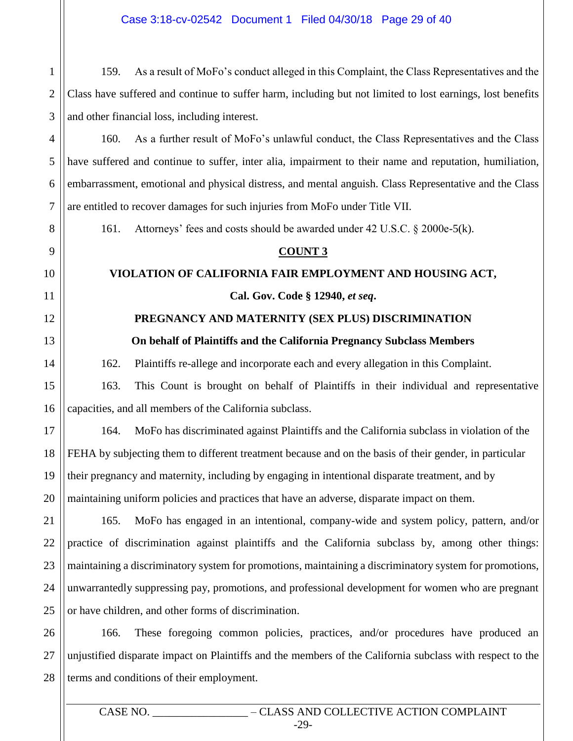159. As a result of MoFo's conduct alleged in this Complaint, the Class Representatives and the Class have suffered and continue to suffer harm, including but not limited to lost earnings, lost benefits and other financial loss, including interest.

160. As a further result of MoFo's unlawful conduct, the Class Representatives and the Class have suffered and continue to suffer, inter alia, impairment to their name and reputation, humiliation, embarrassment, emotional and physical distress, and mental anguish. Class Representative and the Class are entitled to recover damages for such injuries from MoFo under Title VII.

161. Attorneys' fees and costs should be awarded under 42 U.S.C. § 2000e-5(k).

## COUNT 3

## VIOLATION OF CALIFORNIA FAIR EMPLOYMENT AND HOUSING ACT, Cal. Gov. Code § 12940, *et seq*.

## PREGNANCY AND MATERNITY (SEX PLUS) DISCRIMINATION

**On behalf of Plaintiffs and the California Pregnancy Subclass Members**

162. Plaintiffs re-allege and incorporate each and every allegation in this Complaint.

163. This Count is brought on behalf of Plaintiffs in their individual and representative capacities, and all members of the California subclass.

164. MoFo has discriminated against Plaintiffs and the California subclass in violation of the FEHA by subjecting them to different treatment because and on the basis of their gender, in particular their pregnancy and maternity, including by engaging in intentional disparate treatment, and by maintaining uniform policies and practices that have an adverse, disparate impact on them.

165. MoFo has engaged in an intentional, company-wide and system policy, pattern, and/or practice of discrimination against plaintiffs and the California subclass by, among other things: maintaining a discriminatory system for promotions, maintaining a discriminatory system for promotions, unwarrantedly suppressing pay, promotions, and professional development for women who are pregnant or have children, and other forms of discrimination.

166. These foregoing common policies, practices, and/or procedures have produced an unjustified disparate impact on Plaintiffs and the members of the California subclass with respect to the terms and conditions of their employment.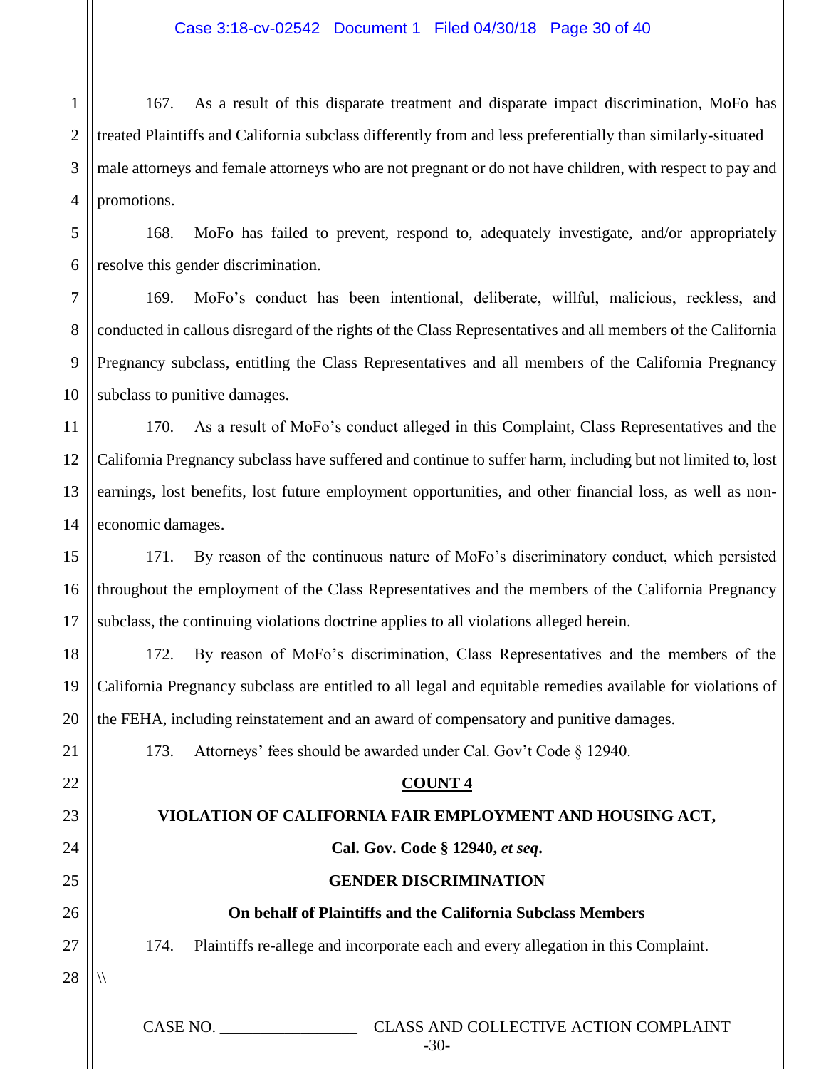167. As a result of this disparate treatment and disparate impact discrimination, MoFo has treated Plaintiffs and California subclass differently from and less preferentially than similarly-situated male attorneys and female attorneys who are not pregnant or do not have children, with respect to pay and promotions.

168. MoFo has failed to prevent, respond to, adequately investigate, and/or appropriately resolve this gender discrimination.

169. MoFo's conduct has been intentional, deliberate, willful, malicious, reckless, and conducted in callous disregard of the rights of the Class Representatives and all members of the California Pregnancy subclass, entitling the Class Representatives and all members of the California Pregnancy subclass to punitive damages.

170. As a result of MoFo's conduct alleged in this Complaint, Class Representatives and the California Pregnancy subclass have suffered and continue to suffer harm, including but not limited to, lost earnings, lost benefits, lost future employment opportunities, and other financial loss, as well as non-economic damages.

171. By reason of the continuous nature of MoFo's discriminatory conduct, which persisted throughout the employment of the Class Representatives and the members of the California Pregnancy subclass, the continuing violations doctrine applies to all violations alleged herein.

172. By reason of MoFo's discrimination, Class Representatives and the members of the California Pregnancy subclass are entitled to all legal and equitable remedies available for violations of the FEHA, including reinstatement and an award of compensatory and punitive damages.

173. Attorneys' fees should be awarded under Cal. Gov't Code § 12940.

**COUNT 4**

**VIOLATION OF CALIFORNIA FAIR EMPLOYMENT AND HOUSING ACT,**

**Cal. Gov. Code § 12940, *et seq*.**

**GENDER DISCRIMINATION**

**On behalf of Plaintiffs and the California Subclass Members**

174. Plaintiffs re-allege and incorporate each and every allegation in this Complaint.

\\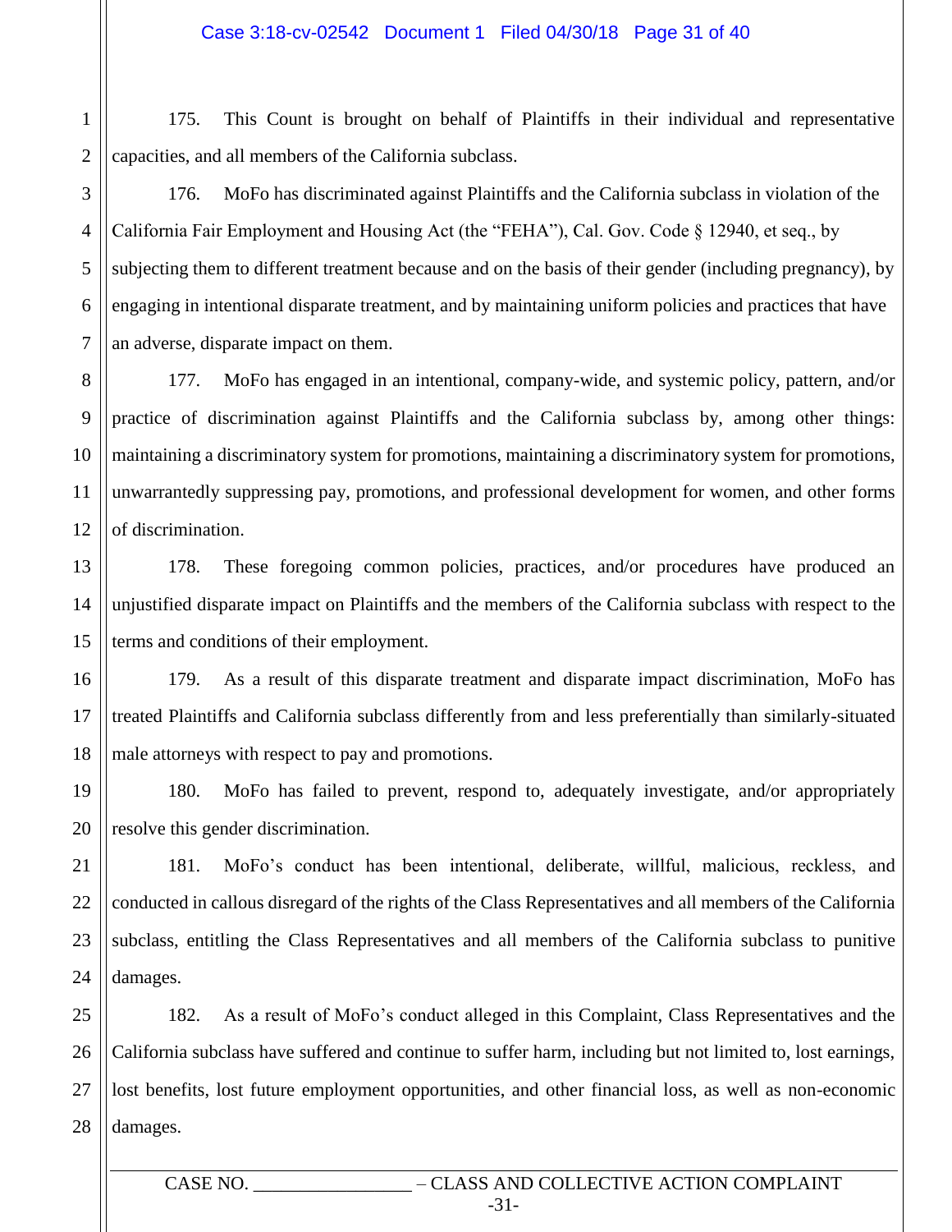175. This Count is brought on behalf of Plaintiffs in their individual and representative capacities, and all members of the California subclass.

176. MoFo has discriminated against Plaintiffs and the California subclass in violation of the California Fair Employment and Housing Act (the "FEHA"), Cal. Gov. Code § 12940, et seq., by subjecting them to different treatment because and on the basis of their gender (including pregnancy), by engaging in intentional disparate treatment, and by maintaining uniform policies and practices that have an adverse, disparate impact on them.

177. MoFo has engaged in an intentional, company-wide, and systemic policy, pattern, and/or practice of discrimination against Plaintiffs and the California subclass by, among other things: maintaining a discriminatory system for promotions, maintaining a discriminatory system for promotions, unwarrantedly suppressing pay, promotions, and professional development for women, and other forms of discrimination.

178. These foregoing common policies, practices, and/or procedures have produced an unjustified disparate impact on Plaintiffs and the members of the California subclass with respect to the terms and conditions of their employment.

179. As a result of this disparate treatment and disparate impact discrimination, MoFo has treated Plaintiffs and California subclass differently from and less preferentially than similarly-situated male attorneys with respect to pay and promotions.

180. MoFo has failed to prevent, respond to, adequately investigate, and/or appropriately resolve this gender discrimination.

181. MoFo's conduct has been intentional, deliberate, willful, malicious, reckless, and conducted in callous disregard of the rights of the Class Representatives and all members of the California subclass, entitling the Class Representatives and all members of the California subclass to punitive damages.

182. As a result of MoFo's conduct alleged in this Complaint, Class Representatives and the California subclass have suffered and continue to suffer harm, including but not limited to, lost earnings, lost benefits, lost future employment opportunities, and other financial loss, as well as non-economic damages.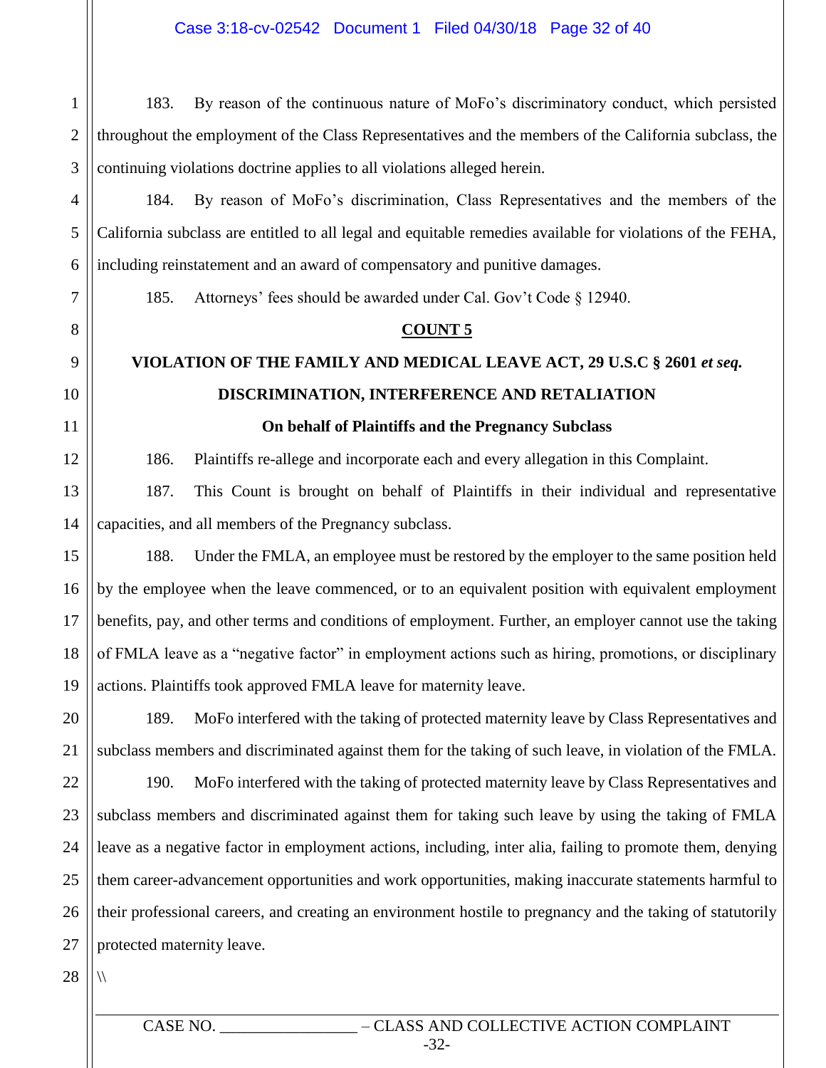183. By reason of the continuous nature of MoFo's discriminatory conduct, which persisted throughout the employment of the Class Representatives and the members of the California subclass, the continuing violations doctrine applies to all violations alleged herein.

184. By reason of MoFo's discrimination, Class Representatives and the members of the California subclass are entitled to all legal and equitable remedies available for violations of the FEHA, including reinstatement and an award of compensatory and punitive damages.

185. Attorneys' fees should be awarded under Cal. Gov't Code § 12940.

**COUNT 5**

**VIOLATION OF THE FAMILY AND MEDICAL LEAVE ACT, 29 U.S.C § 2601 *et seq.***

**DISCRIMINATION, INTERFERENCE AND RETALIATION**

**On behalf of Plaintiffs and the Pregnancy Subclass**

186. Plaintiffs re-allege and incorporate each and every allegation in this Complaint.

187. This Count is brought on behalf of Plaintiffs in their individual and representative capacities, and all members of the Pregnancy subclass.

188. Under the FMLA, an employee must be restored by the employer to the same position held by the employee when the leave commenced, or to an equivalent position with equivalent employment benefits, pay, and other terms and conditions of employment. Further, an employer cannot use the taking of FMLA leave as a "negative factor" in employment actions such as hiring, promotions, or disciplinary actions. Plaintiffs took approved FMLA leave for maternity leave.

189. MoFo interfered with the taking of protected maternity leave by Class Representatives and subclass members and discriminated against them for the taking of such leave, in violation of the FMLA.

190. MoFo interfered with the taking of protected maternity leave by Class Representatives and subclass members and discriminated against them for taking such leave by using the taking of FMLA leave as a negative factor in employment actions, including, inter alia, failing to promote them, denying them career-advancement opportunities and work opportunities, making inaccurate statements harmful to their professional careers, and creating an environment hostile to pregnancy and the taking of statutorily protected maternity leave.

\\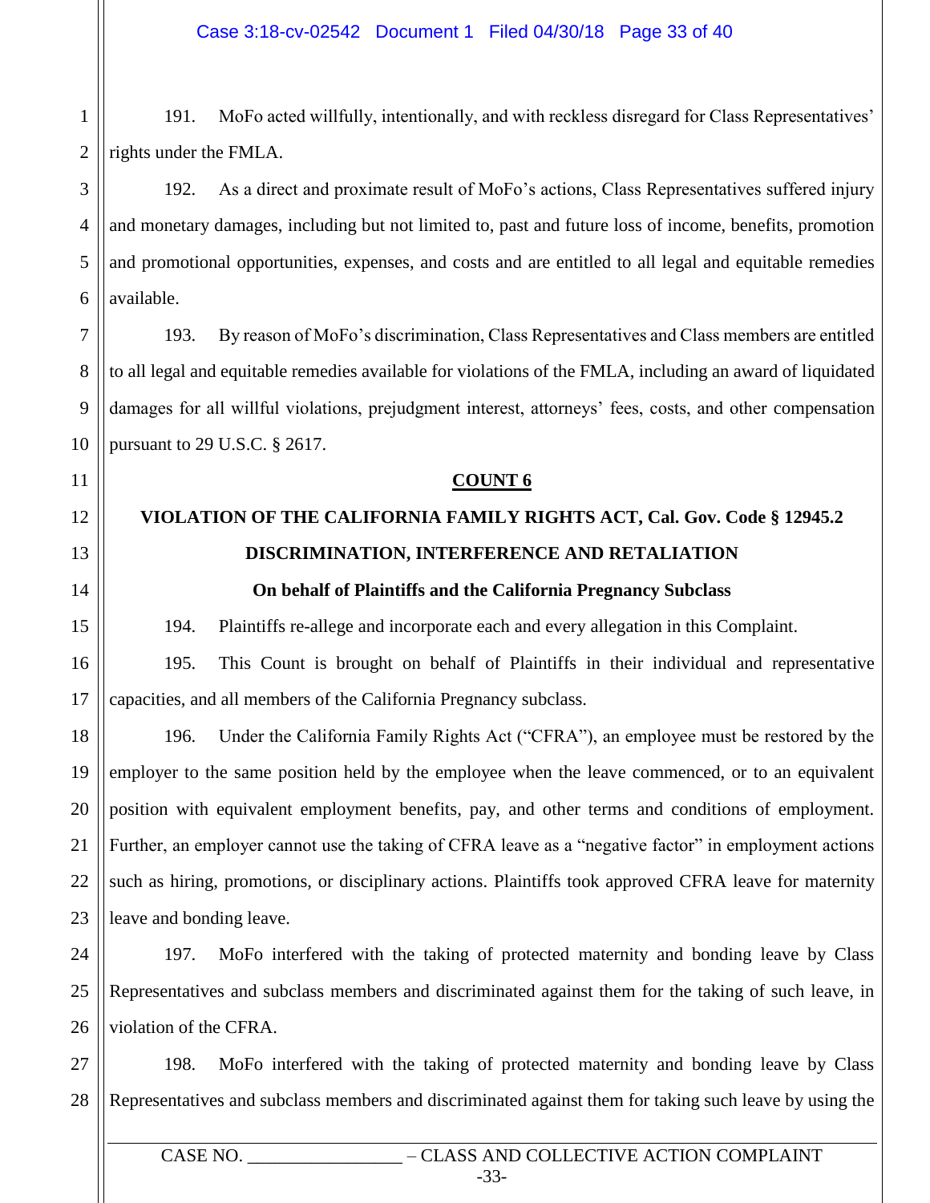191. MoFo acted willfully, intentionally, and with reckless disregard for Class Representatives' rights under the FMLA.

192. As a direct and proximate result of MoFo's actions, Class Representatives suffered injury and monetary damages, including but not limited to, past and future loss of income, benefits, promotion and promotional opportunities, expenses, and costs and are entitled to all legal and equitable remedies available.

193. By reason of MoFo's discrimination, Class Representatives and Class members are entitled to all legal and equitable remedies available for violations of the FMLA, including an award of liquidated damages for all willful violations, prejudgment interest, attorneys' fees, costs, and other compensation pursuant to 29 U.S.C. § 2617.

**COUNT 6**

**VIOLATION OF THE CALIFORNIA FAMILY RIGHTS ACT, Cal. Gov. Code § 12945.2**

**DISCRIMINATION, INTERFERENCE AND RETALIATION**

**On behalf of Plaintiffs and the California Pregnancy Subclass**

194. Plaintiffs re-allege and incorporate each and every allegation in this Complaint.

195. This Count is brought on behalf of Plaintiffs in their individual and representative capacities, and all members of the California Pregnancy subclass.

196. Under the California Family Rights Act ("CFRA"), an employee must be restored by the employer to the same position held by the employee when the leave commenced, or to an equivalent position with equivalent employment benefits, pay, and other terms and conditions of employment. Further, an employer cannot use the taking of CFRA leave as a "negative factor" in employment actions such as hiring, promotions, or disciplinary actions. Plaintiffs took approved CFRA leave for maternity leave and bonding leave.

197. MoFo interfered with the taking of protected maternity and bonding leave by Class Representatives and subclass members and discriminated against them for the taking of such leave, in violation of the CFRA.

198. MoFo interfered with the taking of protected maternity and bonding leave by Class Representatives and subclass members and discriminated against them for taking such leave by using the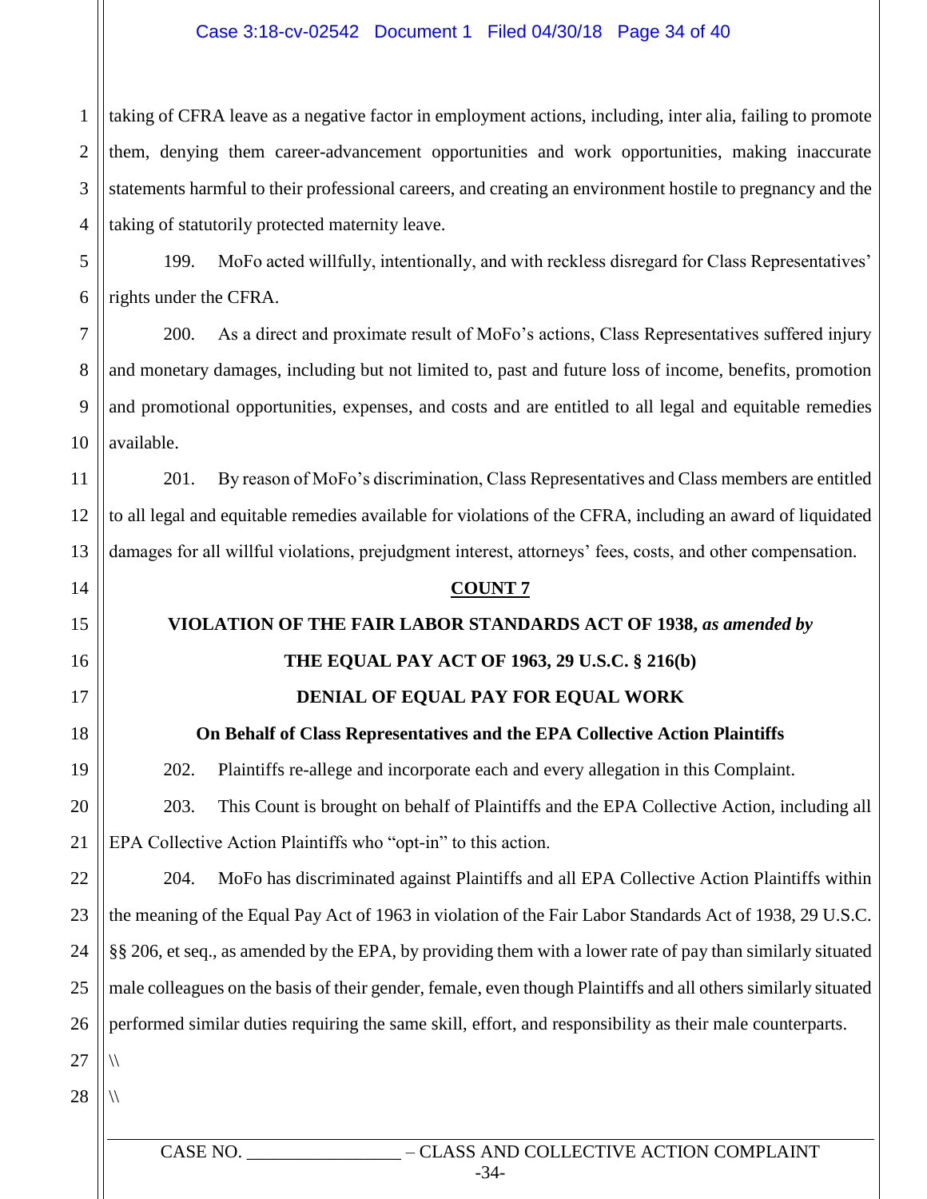taking of CFRA leave as a negative factor in employment actions, including, inter alia, failing to promote them, denying them career-advancement opportunities and work opportunities, making inaccurate statements harmful to their professional careers, and creating an environment hostile to pregnancy and the taking of statutorily protected maternity leave.

199. MoFo acted willfully, intentionally, and with reckless disregard for Class Representatives' rights under the CFRA.

200. As a direct and proximate result of MoFo's actions, Class Representatives suffered injury and monetary damages, including but not limited to, past and future loss of income, benefits, promotion and promotional opportunities, expenses, and costs and are entitled to all legal and equitable remedies available.

201. By reason of MoFo's discrimination, Class Representatives and Class members are entitled to all legal and equitable remedies available for violations of the CFRA, including an award of liquidated damages for all willful violations, prejudgment interest, attorneys' fees, costs, and other compensation.

**COUNT 7**

**VIOLATION OF THE FAIR LABOR STANDARDS ACT OF 1938, *as amended by* THE EQUAL PAY ACT OF 1963, 29 U.S.C. § 216(b)**

**DENIAL OF EQUAL PAY FOR EQUAL WORK**

**On Behalf of Class Representatives and the EPA Collective Action Plaintiffs**

202. Plaintiffs re-allege and incorporate each and every allegation in this Complaint.

203. This Count is brought on behalf of Plaintiffs and the EPA Collective Action, including all EPA Collective Action Plaintiffs who "opt-in" to this action.

204. MoFo has discriminated against Plaintiffs and all EPA Collective Action Plaintiffs within the meaning of the Equal Pay Act of 1963 in violation of the Fair Labor Standards Act of 1938, 29 U.S.C. §§ 206, et seq., as amended by the EPA, by providing them with a lower rate of pay than similarly situated male colleagues on the basis of their gender, female, even though Plaintiffs and all others similarly situated performed similar duties requiring the same skill, effort, and responsibility as their male counterparts.

\\

\\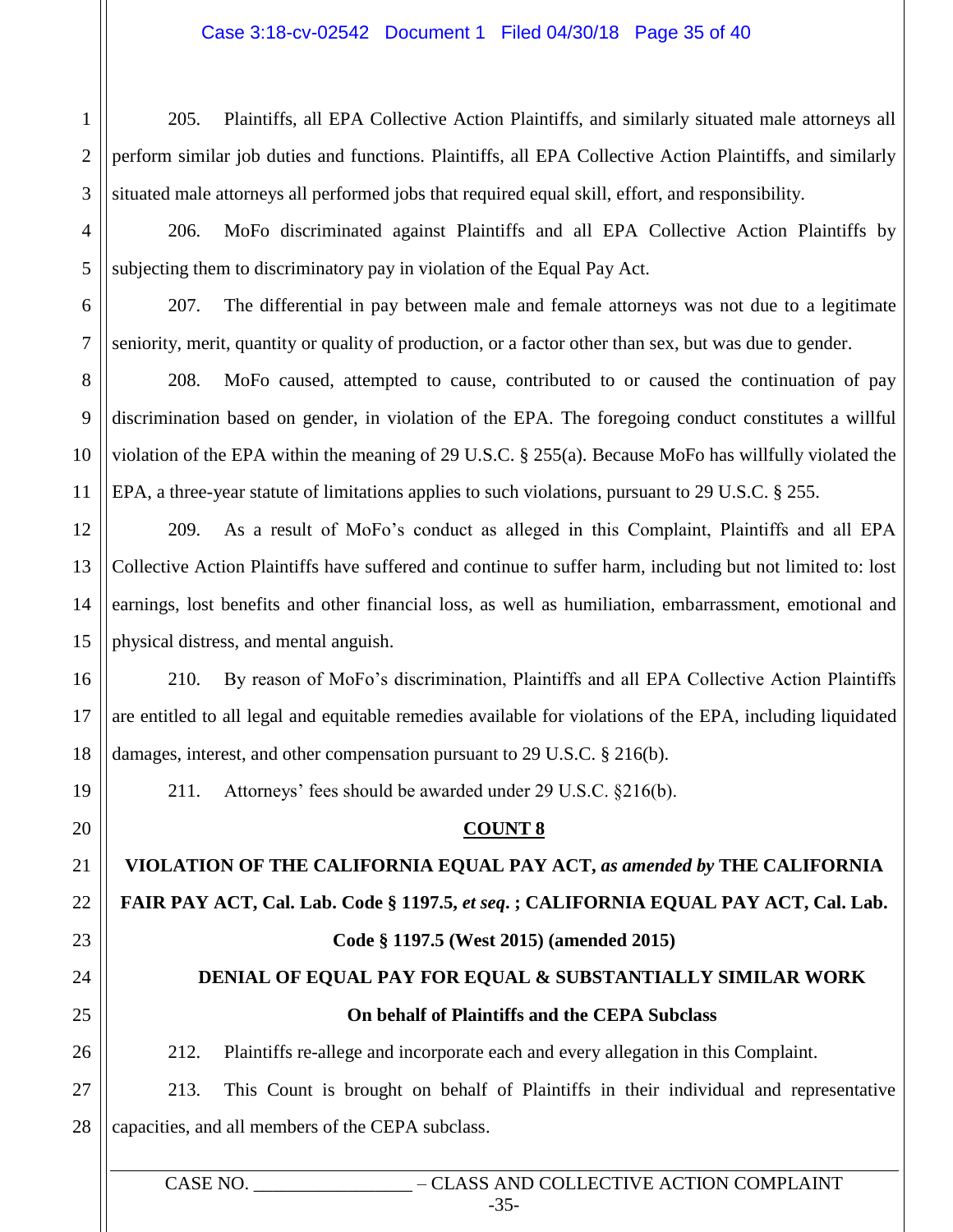205. Plaintiffs, all EPA Collective Action Plaintiffs, and similarly situated male attorneys all perform similar job duties and functions. Plaintiffs, all EPA Collective Action Plaintiffs, and similarly situated male attorneys all performed jobs that required equal skill, effort, and responsibility.

206. MoFo discriminated against Plaintiffs and all EPA Collective Action Plaintiffs by subjecting them to discriminatory pay in violation of the Equal Pay Act.

207. The differential in pay between male and female attorneys was not due to a legitimate seniority, merit, quantity or quality of production, or a factor other than sex, but was due to gender.

208. MoFo caused, attempted to cause, contributed to or caused the continuation of pay discrimination based on gender, in violation of the EPA. The foregoing conduct constitutes a willful violation of the EPA within the meaning of 29 U.S.C. § 255(a). Because MoFo has willfully violated the EPA, a three-year statute of limitations applies to such violations, pursuant to 29 U.S.C. § 255.

209. As a result of MoFo's conduct as alleged in this Complaint, Plaintiffs and all EPA Collective Action Plaintiffs have suffered and continue to suffer harm, including but not limited to: lost earnings, lost benefits and other financial loss, as well as humiliation, embarrassment, emotional and physical distress, and mental anguish.

210. By reason of MoFo's discrimination, Plaintiffs and all EPA Collective Action Plaintiffs are entitled to all legal and equitable remedies available for violations of the EPA, including liquidated damages, interest, and other compensation pursuant to 29 U.S.C. § 216(b).

211. Attorneys' fees should be awarded under 29 U.S.C. §216(b).

## COUNT 8

### VIOLATION OF THE CALIFORNIA EQUAL PAY ACT, *as amended by* THE CALIFORNIA FAIR PAY ACT, Cal. Lab. Code § 1197.5, *et seq.* ; CALIFORNIA EQUAL PAY ACT, Cal. Lab. Code § 1197.5 (West 2015) (amended 2015)

### DENIAL OF EQUAL PAY FOR EQUAL & SUBSTANTIALLY SIMILAR WORK

### On behalf of Plaintiffs and the CEPA Subclass

212. Plaintiffs re-allege and incorporate each and every allegation in this Complaint.

213. This Count is brought on behalf of Plaintiffs in their individual and representative capacities, and all members of the CEPA subclass.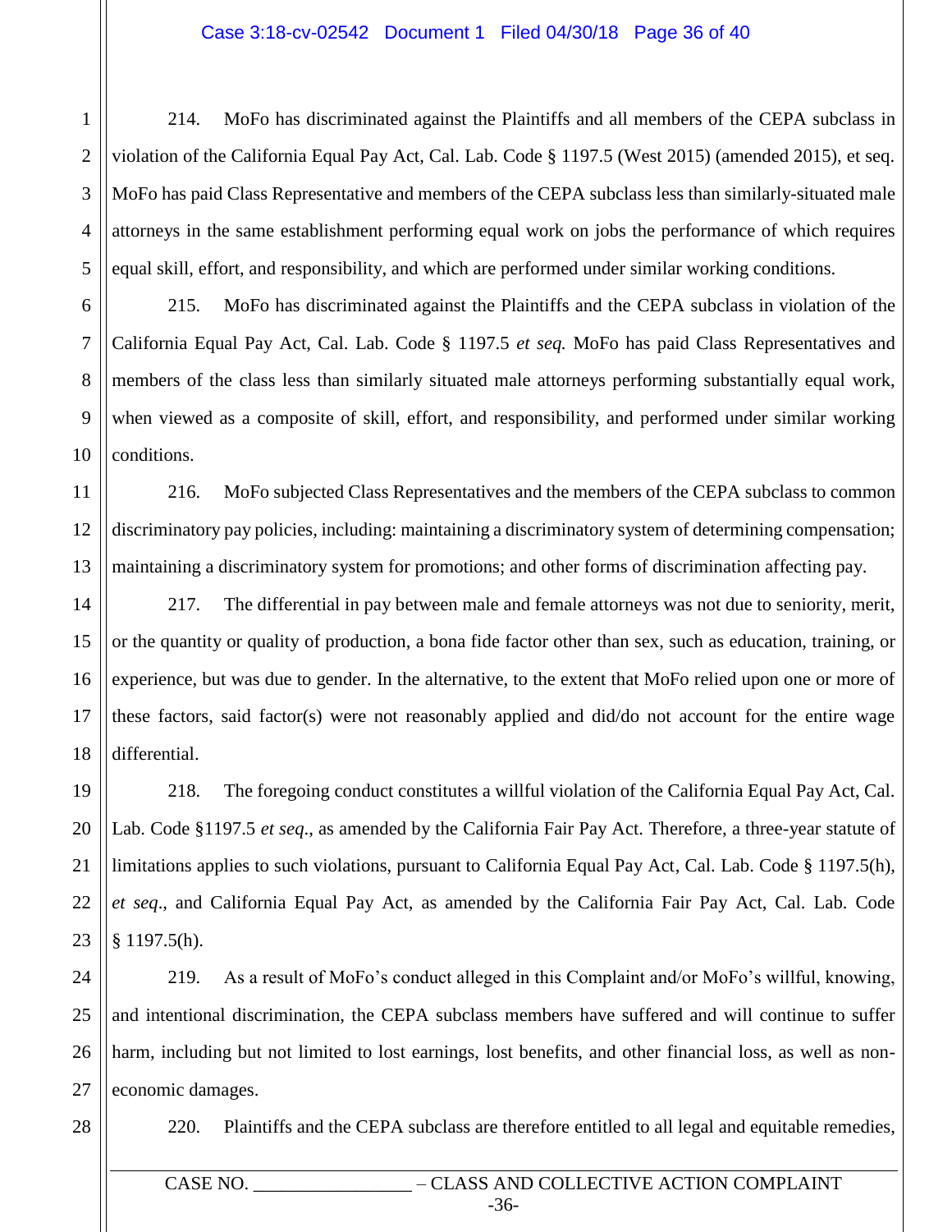214. MoFo has discriminated against the Plaintiffs and all members of the CEPA subclass in violation of the California Equal Pay Act, Cal. Lab. Code § 1197.5 (West 2015) (amended 2015), et seq. MoFo has paid Class Representative and members of the CEPA subclass less than similarly-situated male attorneys in the same establishment performing equal work on jobs the performance of which requires equal skill, effort, and responsibility, and which are performed under similar working conditions.

215. MoFo has discriminated against the Plaintiffs and the CEPA subclass in violation of the California Equal Pay Act, Cal. Lab. Code § 1197.5 *et seq.* MoFo has paid Class Representatives and members of the class less than similarly situated male attorneys performing substantially equal work, when viewed as a composite of skill, effort, and responsibility, and performed under similar working conditions.

216. MoFo subjected Class Representatives and the members of the CEPA subclass to common discriminatory pay policies, including: maintaining a discriminatory system of determining compensation; maintaining a discriminatory system for promotions; and other forms of discrimination affecting pay.

217. The differential in pay between male and female attorneys was not due to seniority, merit, or the quantity or quality of production, a bona fide factor other than sex, such as education, training, or experience, but was due to gender. In the alternative, to the extent that MoFo relied upon one or more of these factors, said factor(s) were not reasonably applied and did/do not account for the entire wage differential.

218. The foregoing conduct constitutes a willful violation of the California Equal Pay Act, Cal. Lab. Code §1197.5 *et seq*., as amended by the California Fair Pay Act. Therefore, a three-year statute of limitations applies to such violations, pursuant to California Equal Pay Act, Cal. Lab. Code § 1197.5(h), *et seq*., and California Equal Pay Act, as amended by the California Fair Pay Act, Cal. Lab. Code § 1197.5(h).

219. As a result of MoFo's conduct alleged in this Complaint and/or MoFo's willful, knowing, and intentional discrimination, the CEPA subclass members have suffered and will continue to suffer harm, including but not limited to lost earnings, lost benefits, and other financial loss, as well as non-economic damages.

220. Plaintiffs and the CEPA subclass are therefore entitled to all legal and equitable remedies,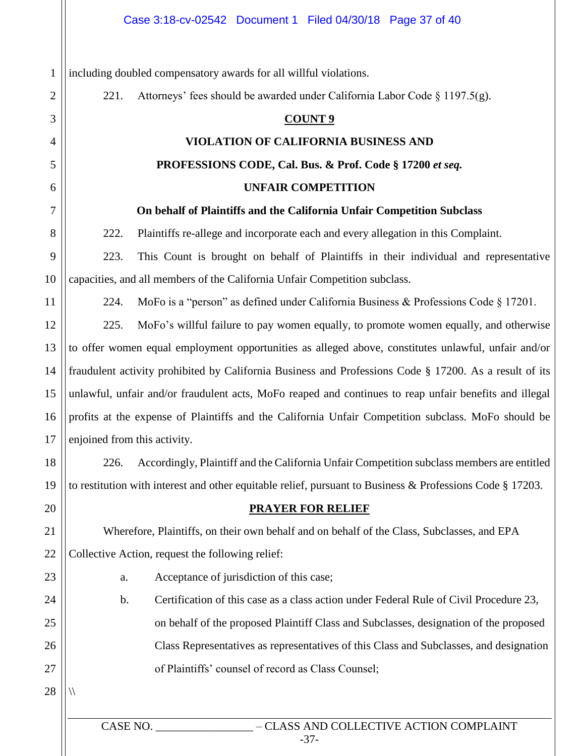including doubled compensatory awards for all willful violations.

221. Attorneys' fees should be awarded under California Labor Code § 1197.5(g).

**COUNT 9**

**VIOLATION OF CALIFORNIA BUSINESS AND**

**PROFESSIONS CODE, Cal. Bus. & Prof. Code § 17200 *et seq.***

**UNFAIR COMPETITION**

**On behalf of Plaintiffs and the California Unfair Competition Subclass**

222. Plaintiffs re-allege and incorporate each and every allegation in this Complaint.

223. This Count is brought on behalf of Plaintiffs in their individual and representative capacities, and all members of the California Unfair Competition subclass.

224. MoFo is a "person" as defined under California Business & Professions Code § 17201.

225. MoFo's willful failure to pay women equally, to promote women equally, and otherwise to offer women equal employment opportunities as alleged above, constitutes unlawful, unfair and/or fraudulent activity prohibited by California Business and Professions Code § 17200. As a result of its unlawful, unfair and/or fraudulent acts, MoFo reaped and continues to reap unfair benefits and illegal profits at the expense of Plaintiffs and the California Unfair Competition subclass. MoFo should be enjoined from this activity.

226. Accordingly, Plaintiff and the California Unfair Competition subclass members are entitled to restitution with interest and other equitable relief, pursuant to Business & Professions Code § 17203.

**PRAYER FOR RELIEF**

Wherefore, Plaintiffs, on their own behalf and on behalf of the Class, Subclasses, and EPA Collective Action, request the following relief:

a. Acceptance of jurisdiction of this case;

b. Certification of this case as a class action under Federal Rule of Civil Procedure 23, on behalf of the proposed Plaintiff Class and Subclasses, designation of the proposed Class Representatives as representatives of this Class and Subclasses, and designation of Plaintiffs' counsel of record as Class Counsel;

\\

CASE NO. _________________ – CLASS AND COLLECTIVE ACTION COMPLAINT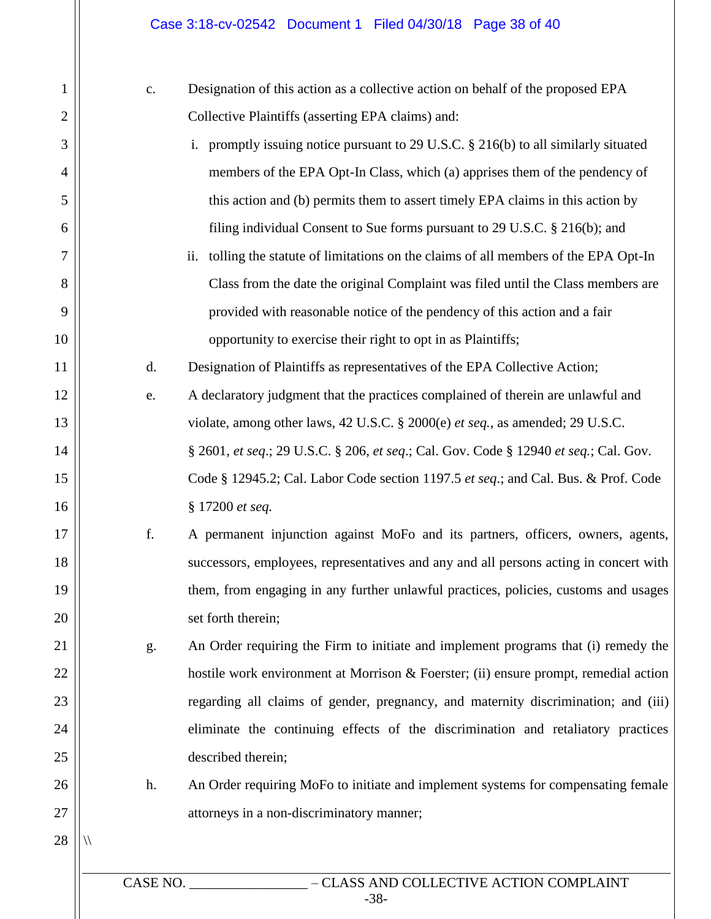c. Designation of this action as a collective action on behalf of the proposed EPA Collective Plaintiffs (asserting EPA claims) and:

   i. promptly issuing notice pursuant to 29 U.S.C. § 216(b) to all similarly situated members of the EPA Opt-In Class, which (a) apprises them of the pendency of this action and (b) permits them to assert timely EPA claims in this action by filing individual Consent to Sue forms pursuant to 29 U.S.C. § 216(b); and

   ii. tolling the statute of limitations on the claims of all members of the EPA Opt-In Class from the date the original Complaint was filed until the Class members are provided with reasonable notice of the pendency of this action and a fair opportunity to exercise their right to opt in as Plaintiffs;

d. Designation of Plaintiffs as representatives of the EPA Collective Action;

e. A declaratory judgment that the practices complained of therein are unlawful and violate, among other laws, 42 U.S.C. § 2000(e) *et seq.*, as amended; 29 U.S.C. § 2601, *et seq*.; 29 U.S.C. § 206, *et seq*.; Cal. Gov. Code § 12940 *et seq.*; Cal. Gov. Code § 12945.2; Cal. Labor Code section 1197.5 *et seq*.; and Cal. Bus. & Prof. Code § 17200 *et seq.*

f. A permanent injunction against MoFo and its partners, officers, owners, agents, successors, employees, representatives and any and all persons acting in concert with them, from engaging in any further unlawful practices, policies, customs and usages set forth therein;

g. An Order requiring the Firm to initiate and implement programs that (i) remedy the hostile work environment at Morrison & Foerster; (ii) ensure prompt, remedial action regarding all claims of gender, pregnancy, and maternity discrimination; and (iii) eliminate the continuing effects of the discrimination and retaliatory practices described therein;

h. An Order requiring MoFo to initiate and implement systems for compensating female attorneys in a non-discriminatory manner;

\\

CASE NO. _________________ – CLASS AND COLLECTIVE ACTION COMPLAINT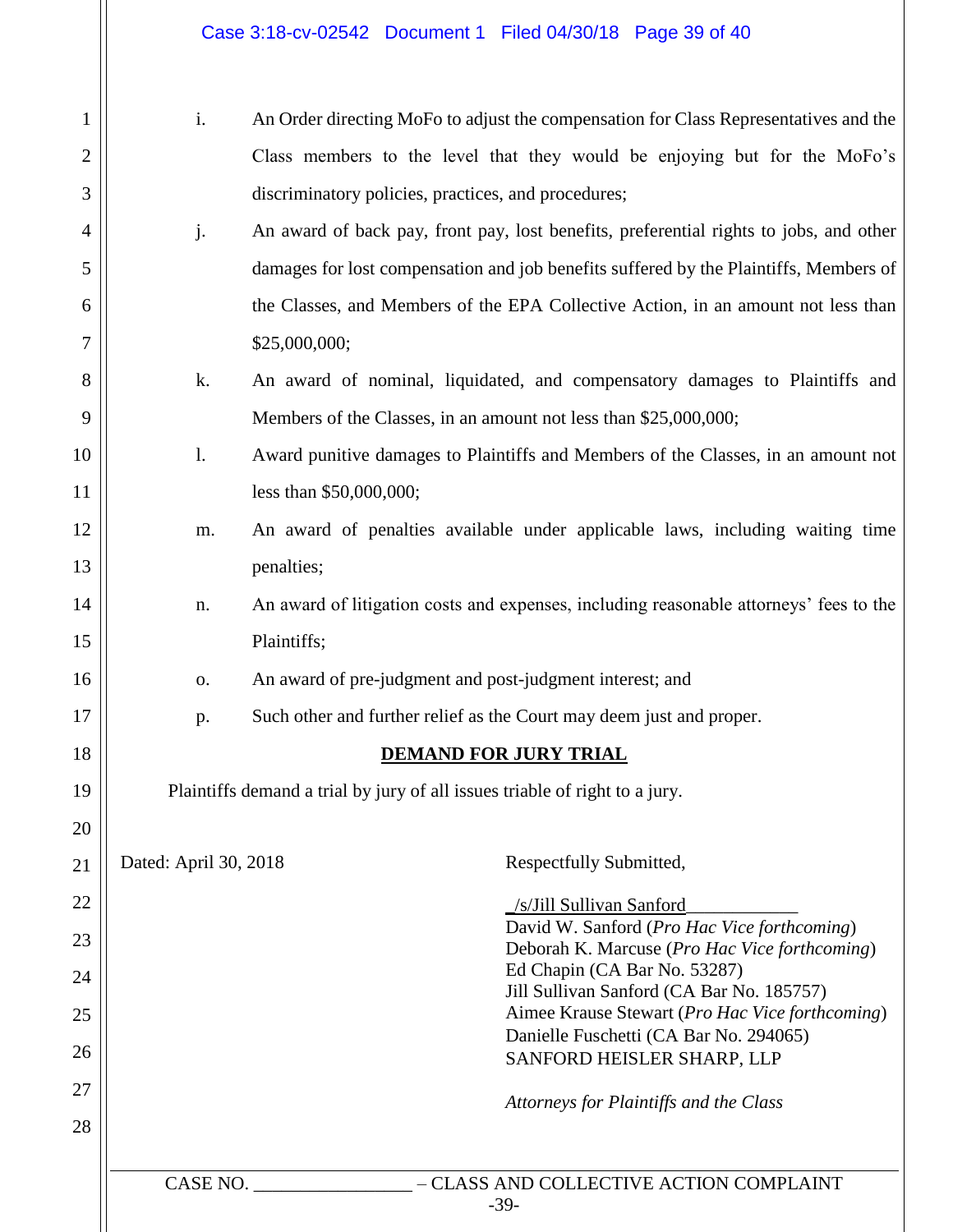i. An Order directing MoFo to adjust the compensation for Class Representatives and the Class members to the level that they would be enjoying but for the MoFo's discriminatory policies, practices, and procedures;

j. An award of back pay, front pay, lost benefits, preferential rights to jobs, and other damages for lost compensation and job benefits suffered by the Plaintiffs, Members of the Classes, and Members of the EPA Collective Action, in an amount not less than $25,000,000;

k. An award of nominal, liquidated, and compensatory damages to Plaintiffs and Members of the Classes, in an amount not less than $25,000,000;

l. Award punitive damages to Plaintiffs and Members of the Classes, in an amount not less than $50,000,000;

m. An award of penalties available under applicable laws, including waiting time penalties;

n. An award of litigation costs and expenses, including reasonable attorneys' fees to the Plaintiffs;

o. An award of pre-judgment and post-judgment interest; and

p. Such other and further relief as the Court may deem just and proper.

**DEMAND FOR JURY TRIAL**

Plaintiffs demand a trial by jury of all issues triable of right to a jury.

Dated: April 30, 2018

Respectfully Submitted,

_/s/Jill Sullivan Sanford____________
David W. Sanford (*Pro Hac Vice forthcoming*)
Deborah K. Marcuse (*Pro Hac Vice forthcoming*)
Ed Chapin (CA Bar No. 53287)
Jill Sullivan Sanford (CA Bar No. 185757)
Aimee Krause Stewart (*Pro Hac Vice forthcoming*)
Danielle Fuschetti (CA Bar No. 294065)
SANFORD HEISLER SHARP, LLP

*Attorneys for Plaintiffs and the Class*

CASE NO. ________________ – CLASS AND COLLECTIVE ACTION COMPLAINT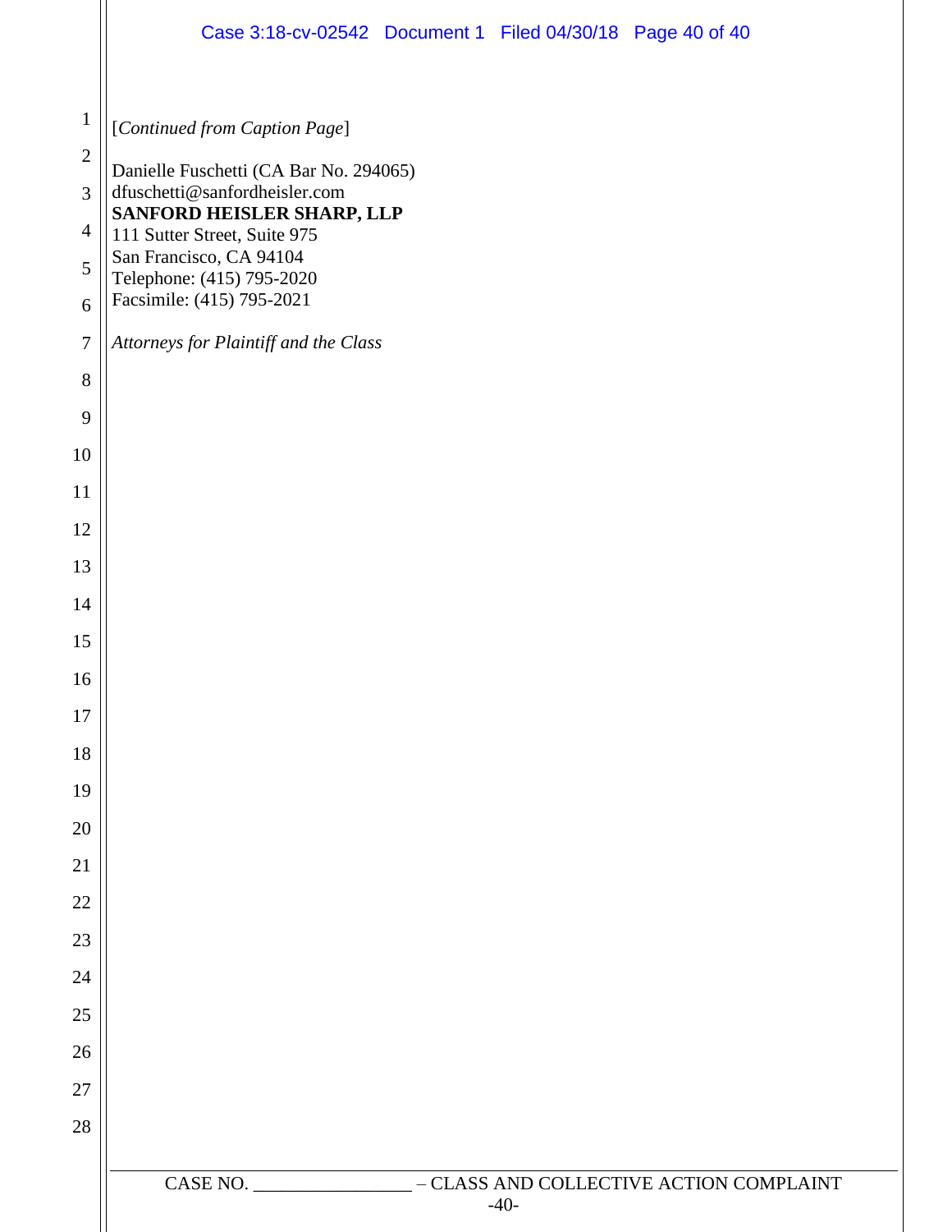[*Continued from Caption Page*]

Danielle Fuschetti (CA Bar No. 294065)
dfuschetti@sanfordheisler.com
**SANFORD HEISLER SHARP, LLP**
111 Sutter Street, Suite 975
San Francisco, CA 94104
Telephone: (415) 795-2020
Facsimile: (415) 795-2021

*Attorneys for Plaintiff and the Class*